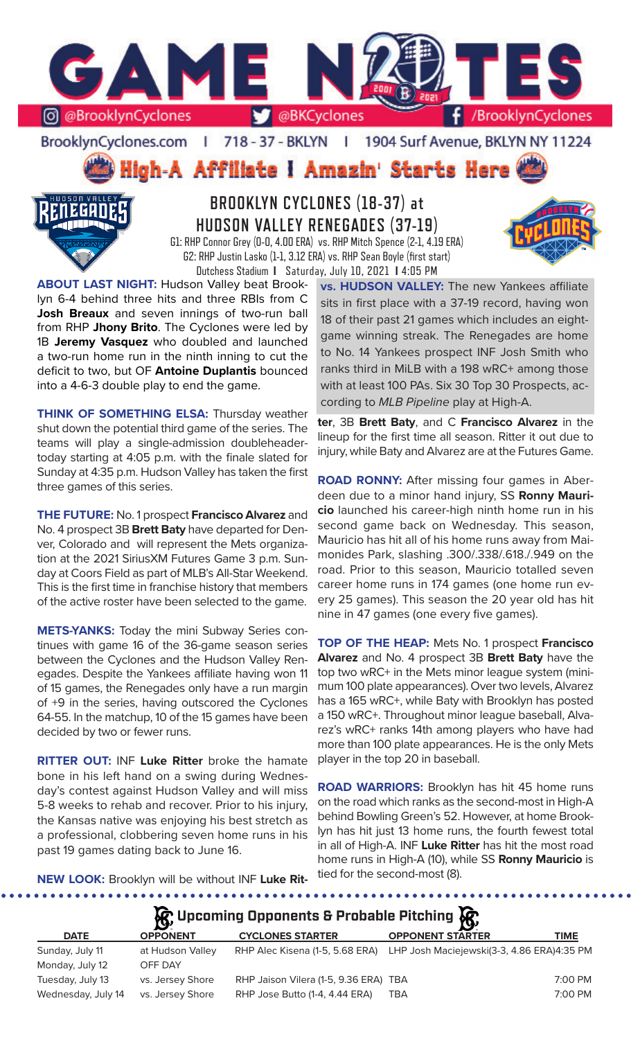# GAME NOTES

@BrooklynCyclones | @BKCyclones | /BrooklynCyclones

BrooklynCyclones.com | 718-37-BKLYN | 1904 Surf Avenue, BKLYN NY 11224

**High-A Affiliate I Amazin' Starts Here**

## BROOKLYN CYCLONES (18-37) at HUDSON VALLEY RENEGADES (37-19)

G1: RHP Connor Grey (0-0, 4.00 ERA) vs. RHP Mitch Spence (2-1, 4.19 ERA)
G2: RHP Justin Lasko (1-1, 3.12 ERA) vs. RHP Sean Boyle (first start)
Dutchess Stadium | Saturday, July 10, 2021 | 4:05 PM

**ABOUT LAST NIGHT:** Hudson Valley beat Brooklyn 6-4 behind three hits and three RBIs from C **Josh Breaux** and seven innings of two-run ball from RHP **Jhony Brito**. The Cyclones were led by 1B **Jeremy Vasquez** who doubled and launched a two-run home run in the ninth inning to cut the deficit to two, but OF **Antoine Duplantis** bounced into a 4-6-3 double play to end the game.

**THINK OF SOMETHING ELSA:** Thursday weather shut down the potential third game of the series. The teams will play a single-admission doubleheader today starting at 4:05 p.m. with the finale slated for Sunday at 4:35 p.m. Hudson Valley has taken the first three games of this series.

**THE FUTURE:** No. 1 prospect **Francisco Alvarez** and No. 4 prospect 3B **Brett Baty** have departed for Denver, Colorado and will represent the Mets organization at the 2021 SiriusXM Futures Game 3 p.m. Sunday at Coors Field as part of MLB's All-Star Weekend. This is the first time in franchise history that members of the active roster have been selected to the game.

**METS-YANKS:** Today the mini Subway Series continues with game 16 of the 36-game season series between the Cyclones and the Hudson Valley Renegades. Despite the Yankees affiliate having won 11 of 15 games, the Renegades only have a run margin of +9 in the series, having outscored the Cyclones 64-55. In the matchup, 10 of the 15 games have been decided by two or fewer runs.

**RITTER OUT:** INF **Luke Ritter** broke the hamate bone in his left hand on a swing during Wednesday's contest against Hudson Valley and will miss 5-8 weeks to rehab and recover. Prior to his injury, the Kansas native was enjoying his best stretch as a professional, clobbering seven home runs in his past 19 games dating back to June 16.

**NEW LOOK:** Brooklyn will be without INF **Luke Ritter**, 3B **Brett Baty**, and C **Francisco Alvarez** in the lineup for the first time all season. Ritter it out due to injury, while Baty and Alvarez are at the Futures Game.

**vs. HUDSON VALLEY:** The new Yankees affiliate sits in first place with a 37-19 record, having won 18 of their past 21 games which includes an eight-game winning streak. The Renegades are home to No. 14 Yankees prospect INF Josh Smith who ranks third in MiLB with a 198 wRC+ among those with at least 100 PAs. Six 30 Top 30 Prospects, according to *MLB Pipeline* play at High-A.

**ROAD RONNY:** After missing four games in Aberdeen due to a minor hand injury, SS **Ronny Mauricio** launched his career-high ninth home run in his second game back on Wednesday. This season, Mauricio has hit all of his home runs away from Maimonides Park, slashing .300/.338/.618./.949 on the road. Prior to this season, Mauricio totalled seven career home runs in 174 games (one home run every 25 games). This season the 20 year old has hit nine in 47 games (one every five games).

**TOP OF THE HEAP:** Mets No. 1 prospect **Francisco Alvarez** and No. 4 prospect 3B **Brett Baty** have the top two wRC+ in the Mets minor league system (minimum 100 plate appearances). Over two levels, Alvarez has a 165 wRC+, while Baty with Brooklyn has posted a 150 wRC+. Throughout minor league baseball, Alvarez's wRC+ ranks 14th among players who have had more than 100 plate appearances. He is the only Mets player in the top 20 in baseball.

**ROAD WARRIORS:** Brooklyn has hit 45 home runs on the road which ranks as the second-most in High-A behind Bowling Green's 52. However, at home Brooklyn has hit just 13 home runs, the fourth fewest total in all of High-A. INF **Luke Ritter** has hit the most road home runs in High-A (10), while SS **Ronny Mauricio** is tied for the second-most (8).

## Upcoming Opponents & Probable Pitching

| DATE | OPPONENT | CYCLONES STARTER | OPPONENT STARTER | TIME |
|---|---|---|---|---|
| Sunday, July 11 | at Hudson Valley | RHP Alec Kisena (1-5, 5.68 ERA) | LHP Josh Maciejewski(3-3, 4.86 ERA) | 4:35 PM |
| Monday, July 12 | OFF DAY | | | |
| Tuesday, July 13 | vs. Jersey Shore | RHP Jaison Vilera (1-5, 9.36 ERA) | TBA | 7:00 PM |
| Wednesday, July 14 | vs. Jersey Shore | RHP Jose Butto (1-4, 4.44 ERA) | TBA | 7:00 PM |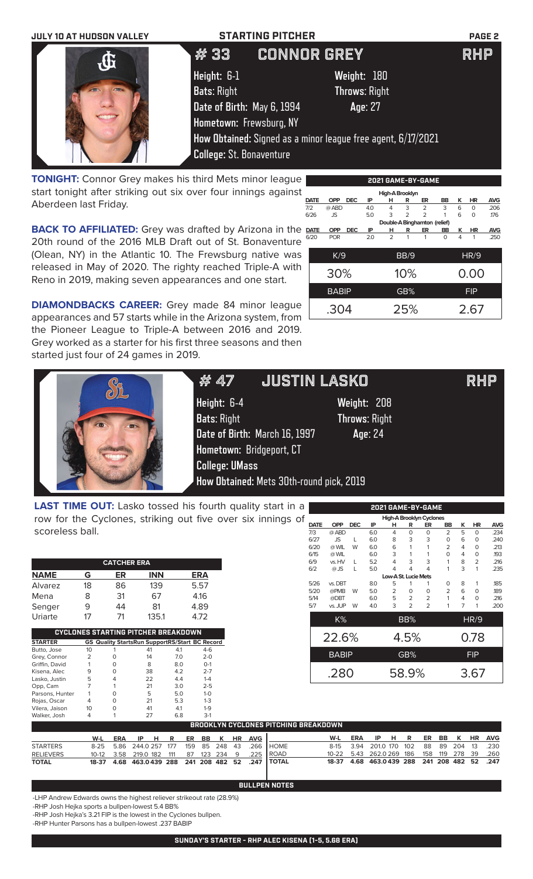JULY 10 AT HUDSON VALLEY — STARTING PITCHER

# # 33 CONNOR GREY — RHP

**Height:** 6-1 **Weight:** 180
**Bats:** Right **Throws:** Right
**Date of Birth:** May 6, 1994 **Age:** 27
**Hometown:** Frewsburg, NY
**How Obtained:** Signed as a minor league free agent, 6/17/2021
**College:** St. Bonaventure

**TONIGHT:** Connor Grey makes his third Mets minor league start tonight after striking out six over four innings against Aberdeen last Friday.

**BACK TO AFFILIATED:** Grey was drafted by Arizona in the 20th round of the 2016 MLB Draft out of St. Bonaventure (Olean, NY) in the Atlantic 10. The Frewsburg native was released in May of 2020. The righty reached Triple-A with Reno in 2019, making seven appearances and one start.

**DIAMONDBACKS CAREER:** Grey made 84 minor league appearances and 57 starts while in the Arizona system, from the Pioneer League to Triple-A between 2016 and 2019. Grey worked as a starter for his first three seasons and then started just four of 24 games in 2019.

**2021 GAME-BY-GAME**

| DATE | OPP | DEC | IP | H | R | ER | BB | K | HR | AVG |
|---|---|---|---|---|---|---|---|---|---|---|
| High-A Brooklyn | | | | | | | | | | |
| 7/2 | @ ABD | | 4.0 | 4 | 3 | 2 | 3 | 6 | 0 | .206 |
| 6/26 | JS | | 5.0 | 3 | 2 | 2 | 1 | 6 | 0 | .176 |
| Double-A Binghamton (relief) | | | | | | | | | | |
| 6/20 | POR | | 2.0 | 2 | 1 | 1 | 0 | 4 | 1 | .250 |

| K/9 | BB/9 | HR/9 |
|---|---|---|
| 30% | 10% | 0.00 |
| **BABIP** | **GB%** | **FIP** |
| .304 | 25% | 2.67 |

# # 47 JUSTIN LASKO — RHP

**Height:** 6-4 **Weight:** 208
**Bats:** Right **Throws:** Right
**Date of Birth:** March 16, 1997 **Age:** 24
**Hometown:** Bridgeport, CT
**College:** UMass
**How Obtained:** Mets 30th-round pick, 2019

**LAST TIME OUT:** Lasko tossed his fourth quality start in a row for the Cyclones, striking out five over six innings of scoreless ball.

**2021 GAME-BY-GAME**

| DATE | OPP | DEC | IP | H | R | ER | BB | K | HR | AVG |
|---|---|---|---|---|---|---|---|---|---|---|
| High-A Brooklyn Cyclones | | | | | | | | | | |
| 7/3 | @ ABD | | 6.0 | 4 | 0 | 0 | 2 | 5 | 0 | .234 |
| 6/27 | JS | L | 6.0 | 8 | 3 | 3 | 0 | 6 | 0 | .240 |
| 6/20 | @ WIL | W | 6.0 | 6 | 1 | 1 | 2 | 4 | 0 | .213 |
| 6/15 | @ WIL | | 6.0 | 3 | 1 | 1 | 0 | 4 | 0 | .193 |
| 6/9 | vs. HV | L | 5.2 | 4 | 3 | 3 | 1 | 8 | 2 | .216 |
| 6/2 | @ JS | L | 5.0 | 4 | 4 | 4 | 1 | 3 | 1 | .235 |
| Low-A St. Lucie Mets | | | | | | | | | | |
| 5/26 | vs. DBT | | 8.0 | 5 | 1 | 1 | 0 | 8 | 1 | .185 |
| 5/20 | @PMB | W | 5.0 | 2 | 0 | 0 | 2 | 6 | 0 | .189 |
| 5/14 | @DBT | | 6.0 | 5 | 2 | 2 | 1 | 4 | 0 | .216 |
| 5/7 | vs. JUP | W | 4.0 | 3 | 2 | 2 | 1 | 7 | 1 | .200 |

| K% | BB% | HR/9 |
|---|---|---|
| 22.6% | 4.5% | 0.78 |
| **BABIP** | **GB%** | **FIP** |
| .280 | 58.9% | 3.67 |

**CATCHER ERA**

| NAME | G | ER | INN | ERA |
|---|---|---|---|---|
| Alvarez | 18 | 86 | 139 | 5.57 |
| Mena | 8 | 31 | 67 | 4.16 |
| Senger | 9 | 44 | 81 | 4.89 |
| Uriarte | 17 | 71 | 135.1 | 4.72 |

**CYCLONES STARTING PITCHER BREAKDOWN**

| STARTER | GS | Quality Starts | Run Support | RS/Start | BC Record |
|---|---|---|---|---|---|
| Butto, Jose | 10 | 1 | 41 | 4.1 | 4-6 |
| Grey, Connor | 2 | 0 | 14 | 7.0 | 2-0 |
| Griffin, David | 1 | 0 | 8 | 8.0 | 0-1 |
| Kisena, Alec | 9 | 0 | 38 | 4.2 | 2-7 |
| Lasko, Justin | 5 | 4 | 22 | 4.4 | 1-4 |
| Opp, Cam | 7 | 1 | 21 | 3.0 | 2-5 |
| Parsons, Hunter | 1 | 0 | 5 | 5.0 | 1-0 |
| Rojas, Oscar | 4 | 0 | 21 | 5.3 | 1-3 |
| Vilera, Jaison | 10 | 0 | 41 | 4.1 | 1-9 |
| Walker, Josh | 4 | 1 | 27 | 6.8 | 3-1 |

**BROOKLYN CYCLONES PITCHING BREAKDOWN**

| | W-L | ERA | IP | H | R | ER | BB | K | HR | AVG |
|---|---|---|---|---|---|---|---|---|---|---|
| STARTERS | 8-25 | 5.86 | 244.0 | 257 | 177 | 159 | 85 | 248 | 43 | .266 |
| RELIEVERS | 10-12 | 3.58 | 219.0 | 182 | 111 | 87 | 123 | 234 | 9 | .225 |
| TOTAL | 18-37 | 4.68 | 463.0 | 439 | 288 | 241 | 208 | 482 | 52 | .247 |

| | W-L | ERA | IP | H | R | ER | BB | K | HR | AVG |
|---|---|---|---|---|---|---|---|---|---|---|
| HOME | 8-15 | 3.94 | 201.0 | 170 | 102 | 88 | 89 | 204 | 13 | .230 |
| ROAD | 10-22 | 5.43 | 262.0 | 269 | 186 | 158 | 119 | 278 | 39 | .260 |
| TOTAL | 18-37 | 4.68 | 463.0 | 439 | 288 | 241 | 208 | 482 | 52 | .247 |

**BULLPEN NOTES**

- LHP Andrew Edwards owns the highest reliever strikeout rate (28.9%)
- RHP Josh Hejka sports a bullpen-lowest 5.4 BB%
- RHP Josh Hejka's 3.21 FIP is the lowest in the Cyclones bullpen.
- RHP Hunter Parsons has a bullpen-lowest .237 BABIP

**SUNDAY'S STARTER - RHP ALEC KISENA (1-5, 5.68 ERA)**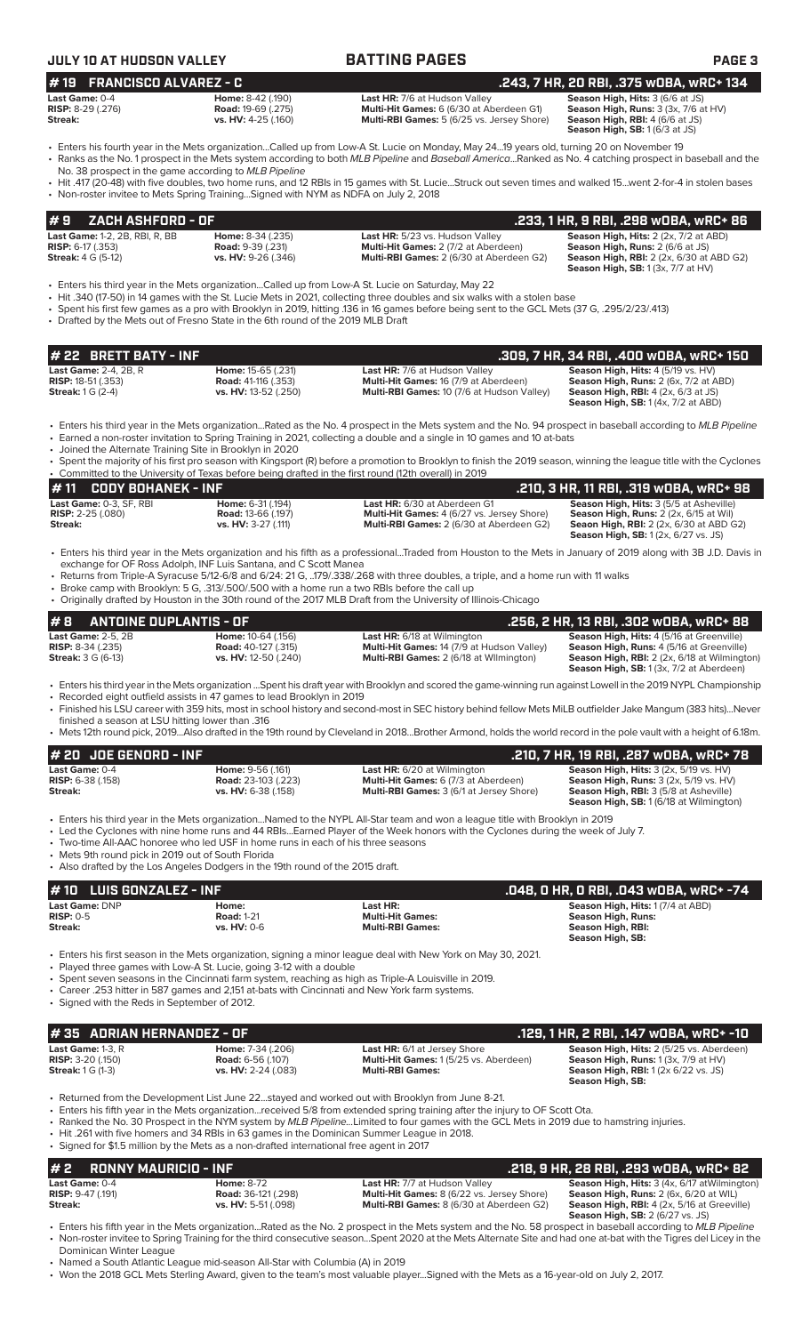## #19 FRANCISCO ALVAREZ - C — .243, 7 HR, 20 RBI, .375 wOBA, wRC+ 134

**Last Game:** 0-4 | **Home:** 8-42 (.190) | **Last HR:** 7/6 at Hudson Valley | **Season High, Hits:** 3 (6/6 at JS)
**RISP:** 8-29 (.276) | **Road:** 19-69 (.275) | **Multi-Hit Games:** 6 (6/30 at Aberdeen G1) | **Season High, Runs:** 3 (3x, 7/6 at HV)
**Streak:** | **vs. HV:** 4-25 (.160) | **Multi-RBI Games:** 5 (6/25 vs. Jersey Shore) | **Season High, RBI:** 4 (6/6 at JS)
**Season High, SB:** 1 (6/3 at JS)

- Enters his fourth year in the Mets organization...Called up from Low-A St. Lucie on Monday, May 24...19 years old, turning 20 on November 19
- Ranks as the No. 1 prospect in the Mets system according to both *MLB Pipeline* and *Baseball America*...Ranked as No. 4 catching prospect in baseball and the No. 38 prospect in the game according to *MLB Pipeline*
- Hit .417 (20-48) with five doubles, two home runs, and 12 RBIs in 15 games with St. Lucie...Struck out seven times and walked 15...went 2-for-4 in stolen bases
- Non-roster invitee to Mets Spring Training...Signed with NYM as NDFA on July 2, 2018

## #9 ZACH ASHFORD - OF — .233, 1 HR, 9 RBI, .298 wOBA, wRC+ 86

**Last Game:** 1-2, 2B, RBI, R, BB | **Home:** 8-34 (.235) | **Last HR:** 5/23 vs. Hudson Valley | **Season High, Hits:** 2 (2x, 7/2 at ABD)
**RISP:** 6-17 (.353) | **Road:** 9-39 (.231) | **Multi-Hit Games:** 2 (7/2 at Aberdeen) | **Season High, Runs:** 2 (6/6 at JS)
**Streak:** 4 G (5-12) | **vs. HV:** 9-26 (.346) | **Multi-RBI Games:** 2 (6/30 at Aberdeen G2) | **Season High, RBI:** 2 (2x, 6/30 at ABD G2)
**Season High, SB:** 1 (3x, 7/7 at HV)

- Enters his third year in the Mets organization...Called up from Low-A St. Lucie on Saturday, May 22
- Hit .340 (17-50) in 14 games with the St. Lucie Mets in 2021, collecting three doubles and six walks with a stolen base
- Spent his first few games as a pro with Brooklyn in 2019, hitting .136 in 16 games before being sent to the GCL Mets (37 G, .295/2/23/.413)
- Drafted by the Mets out of Fresno State in the 6th round of the 2019 MLB Draft

## #22 BRETT BATY - INF — .309, 7 HR, 34 RBI, .400 wOBA, wRC+ 150

**Last Game:** 2-4, 2B, R | **Home:** 15-65 (.231) | **Last HR:** 7/6 at Hudson Valley | **Season High, Hits:** 4 (5/19 vs. HV)
**RISP:** 18-51 (.353) | **Road:** 41-116 (.353) | **Multi-Hit Games:** 16 (7/9 at Aberdeen) | **Season High, Runs:** 2 (6x, 7/2 at ABD)
**Streak:** 1 G (2-4) | **vs. HV:** 13-52 (.250) | **Multi-RBI Games:** 10 (7/6 at Hudson Valley) | **Season High, RBI:** 4 (2x, 6/3 at JS)
**Season High, SB:** 1 (4x, 7/2 at ABD)

- Enters his third year in the Mets organization...Rated as the No. 4 prospect in the Mets system and the No. 94 prospect in baseball according to *MLB Pipeline*
- Earned a non-roster invitation to Spring Training in 2021, collecting a double and a single in 10 games and 10 at-bats
- Joined the Alternate Training Site in Brooklyn in 2020
- Spent the majority of his first pro season with Kingsport (R) before a promotion to Brooklyn to finish the 2019 season, winning the league title with the Cyclones
- Committed to the University of Texas before being drafted in the first round (12th overall) in 2019

## #11 CODY BOHANEK - INF — .210, 3 HR, 11 RBI, .319 wOBA, wRC+ 98

**Last Game:** 0-3, SF, RBI | **Home:** 6-31 (.194) | **Last HR:** 6/30 at Aberdeen G1 | **Season High, Hits:** 3 (5/5 at Asheville)
**RISP:** 2-25 (.080) | **Road:** 13-66 (.197) | **Multi-Hit Games:** 4 (6/27 vs. Jersey Shore) | **Season High, Runs:** 2 (2x, 6/15 at Wil)
**Streak:** | **vs. HV:** 3-27 (.111) | **Multi-RBI Games:** 2 (6/30 at Aberdeen G2) | **Seaon High, RBI:** 2 (2x, 6/30 at ABD G2)
**Season High, SB:** 1 (2x, 6/27 vs. JS)

- Enters his third year in the Mets organization and his fifth as a professional...Traded from Houston to the Mets in January of 2019 along with 3B J.D. Davis in exchange for OF Ross Adolph, INF Luis Santana, and C Scott Manea
- Returns from Triple-A Syracuse 5/12-6/8 and 6/24: 21 G, ..179/.338/.268 with three doubles, a triple, and a home run with 11 walks
- Broke camp with Brooklyn: 5 G, .313/.500/.500 with a home run a two RBIs before the call up
- Originally drafted by Houston in the 30th round of the 2017 MLB Draft from the University of Illinois-Chicago

## #8 ANTOINE DUPLANTIS - OF — .256, 2 HR, 13 RBI, .302 wOBA, wRC+ 88

**Last Game:** 2-5, 2B | **Home:** 10-64 (.156) | **Last HR:** 6/18 at Wilmington | **Season High, Hits:** 4 (5/16 at Greenville)
**RISP:** 8-34 (.235) | **Road:** 40-127 (.315) | **Multi-Hit Games:** 14 (7/9 at Hudson Valley) | **Season High, Runs:** 4 (5/16 at Greenville)
**Streak:** 3 G (6-13) | **vs. HV:** 12-50 (.240) | **Multi-RBI Games:** 2 (6/18 at Wilmington) | **Season High, RBI:** 2 (2x, 6/18 at Wilmington)
**Season High, SB:** 1 (3x, 7/2 at Aberdeen)

- Enters his third year in the Mets organization ...Spent his draft year with Brooklyn and scored the game-winning run against Lowell in the 2019 NYPL Championship
- Recorded eight outfield assists in 47 games to lead Brooklyn in 2019
- Finished his LSU career with 359 hits, most in school history and second-most in SEC history behind fellow Mets MiLB outfielder Jake Mangum (383 hits)...Never finished a season at LSU hitting lower than .316
- Mets 12th round pick, 2019...Also drafted in the 19th round by Cleveland in 2018...Brother Armond, holds the world record in the pole vault with a height of 6.18m.

## #20 JOE GENORD - INF — .210, 7 HR, 19 RBI, .287 wOBA, wRC+ 78

**Last Game:** 0-4 | **Home:** 9-56 (.161) | **Last HR:** 6/20 at Wilmington | **Season High, Hits:** 3 (2x, 5/19 vs. HV)
**RISP:** 6-38 (.158) | **Road:** 23-103 (.223) | **Multi-Hit Games:** 6 (7/3 at Aberdeen) | **Season High, Runs:** 3 (2x, 5/19 vs. HV)
**Streak:** | **vs. HV:** 6-38 (.158) | **Multi-RBI Games:** 3 (6/1 at Jersey Shore) | **Season High, RBI:** 3 (5/8 at Asheville)
**Season High, SB:** 1 (6/18 at Wilmington)

- Enters his third year in the Mets organization...Named to the NYPL All-Star team and won a league title with Brooklyn in 2019
- Led the Cyclones with nine home runs and 44 RBIs...Earned Player of the Week honors with the Cyclones during the week of July 7.
- Two-time All-AAC honoree who led USF in home runs in each of his three seasons
- Mets 9th round pick in 2019 out of South Florida
- Also drafted by the Los Angeles Dodgers in the 19th round of the 2015 draft.

## #10 LUIS GONZALEZ - INF — .048, 0 HR, 0 RBI, .043 wOBA, wRC+ -74

**Last Game:** DNP | **Home:** | **Last HR:** | **Season High, Hits:** 1 (7/4 at ABD)
**RISP:** 0-5 | **Road:** 1-21 | **Multi-Hit Games:** | **Season High, Runs:**
**Streak:** | **vs. HV:** 0-6 | **Multi-RBI Games:** | **Season High, RBI:**
**Season High, SB:**

- Enters his first season in the Mets organization, signing a minor league deal with New York on May 30, 2021.
- Played three games with Low-A St. Lucie, going 3-12 with a double
- Spent seven seasons in the Cincinnati farm system, reaching as high as Triple-A Louisville in 2019.
- Career .253 hitter in 587 games and 2,151 at-bats with Cincinnati and New York farm systems.
- Signed with the Reds in September of 2012.

## #35 ADRIAN HERNANDEZ - OF — .129, 1 HR, 2 RBI, .147 wOBA, wRC+ -10

**Last Game:** 1-3, R | **Home:** 7-34 (.206) | **Last HR:** 6/1 at Jersey Shore | **Season High, Hits:** 2 (5/25 vs. Aberdeen)
**RISP:** 3-20 (.150) | **Road:** 6-56 (.107) | **Multi-Hit Games:** 1 (5/25 vs. Aberdeen) | **Season High, Runs:** 1 (3x, 7/9 at HV)
**Streak:** 1 G (1-3) | **vs. HV:** 2-24 (.083) | **Multi-RBI Games:** | **Season High, RBI:** 1 (2x 6/22 vs. JS)
**Season High, SB:**

- Returned from the Development List June 22...stayed and worked out with Brooklyn from June 8-21.
- Enters his fifth year in the Mets organization...received 5/8 from extended spring training after the injury to OF Scott Ota.
- Ranked the No. 30 Prospect in the NYM system by *MLB Pipeline*...Limited to four games with the GCL Mets in 2019 due to hamstring injuries.
- Hit .261 with five homers and 34 RBIs in 63 games in the Dominican Summer League in 2018.
- Signed for $1.5 million by the Mets as a non-drafted international free agent in 2017

## #2 RONNY MAURICIO - INF — .218, 9 HR, 28 RBI, .293 wOBA, wRC+ 82

**Last Game:** 0-4 | **Home:** 8-72 | **Last HR:** 7/7 at Hudson Valley | **Season High, Hits:** 3 (4x, 6/17 atWilmington)
**RISP:** 9-47 (.191) | **Road:** 36-121 (.298) | **Multi-Hit Games:** 8 (6/22 vs. Jersey Shore) | **Season High, Runs:** 2 (6x, 6/20 at WIL)
**Streak:** | **vs. HV:** 5-51 (.098) | **Multi-RBI Games:** 8 (6/30 at Aberdeen G2) | **Season High, RBI:** 4 (2x, 5/16 at Greeville)
**Season High, SB:** 2 (6/27 vs. JS)

- Enters his fifth year in the Mets organization...Rated as the No. 2 prospect in the Mets system and the No. 58 prospect in baseball according to *MLB Pipeline*
- Non-roster invitee to Spring Training for the third consecutive season...Spent 2020 at the Mets Alternate Site and had one at-bat with the Tigres del Licey in the Dominican Winter League
- Named a South Atlantic League mid-season All-Star with Columbia (A) in 2019
- Won the 2018 GCL Mets Sterling Award, given to the team's most valuable player...Signed with the Mets as a 16-year-old on July 2, 2017.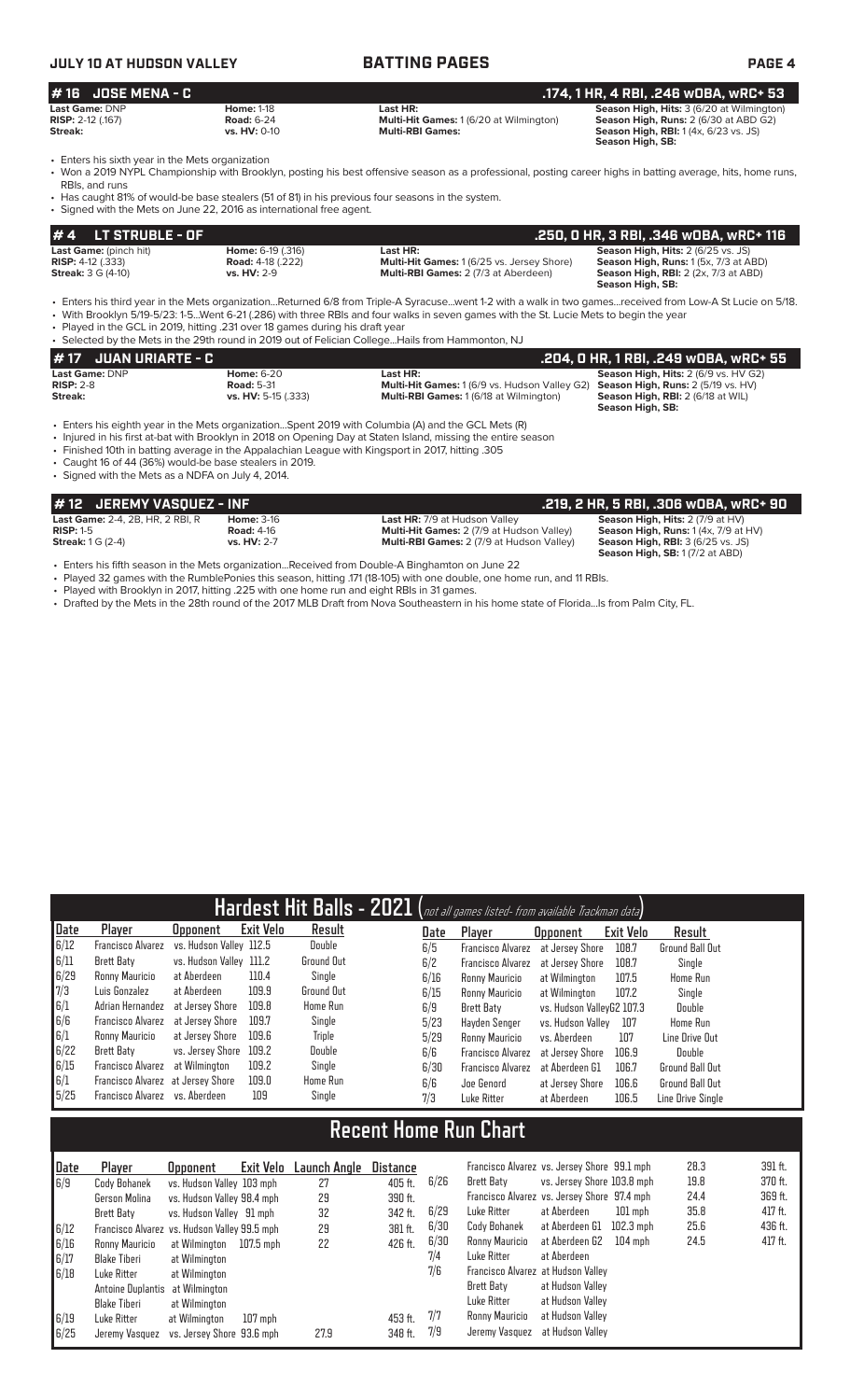## #16 JOSE MENA - C

**.174, 1 HR, 4 RBI, .246 wOBA, wRC+ 53**

| | | | |
|---|---|---|---|
| **Last Game:** DNP | **Home:** 1-18 | **Last HR:** | **Season High, Hits:** 3 (6/20 at Wilmington) |
| **RISP:** 2-12 (.167) | **Road:** 6-24 | **Multi-Hit Games:** 1 (6/20 at Wilmington) | **Season High, Runs:** 2 (6/30 at ABD G2) |
| **Streak:** | **vs. HV:** 0-10 | **Multi-RBI Games:** | **Season High, RBI:** 1 (4x, 6/23 vs. JS) |
| | | | **Season High, SB:** |

- Enters his sixth year in the Mets organization
- Won a 2019 NYPL Championship with Brooklyn, posting his best offensive season as a professional, posting career highs in batting average, hits, home runs, RBIs, and runs
- Has caught 81% of would-be base stealers (51 of 81) in his previous four seasons in the system.
- Signed with the Mets on June 22, 2016 as international free agent.

## #4 LT STRUBLE - OF

**.250, 0 HR, 3 RBI, .346 wOBA, wRC+ 116**

| | | | |
|---|---|---|---|
| **Last Game:** (pinch hit) | **Home:** 6-19 (.316) | **Last HR:** | **Season High, Hits:** 2 (6/25 vs. JS) |
| **RISP:** 4-12 (.333) | **Road:** 4-18 (.222) | **Multi-Hit Games:** 1 (6/25 vs. Jersey Shore) | **Season High, Runs:** 1 (5x, 7/3 at ABD) |
| **Streak:** 3 G (4-10) | **vs. HV:** 2-9 | **Multi-RBI Games:** 2 (7/3 at Aberdeen) | **Season High, RBI:** 2 (2x, 7/3 at ABD) |
| | | | **Season High, SB:** |

- Enters his third year in the Mets organization...Returned 6/8 from Triple-A Syracuse...went 1-2 with a walk in two games...received from Low-A St Lucie on 5/18.
- With Brooklyn 5/19-5/23: 1-5...Went 6-21 (.286) with three RBIs and four walks in seven games with the St. Lucie Mets to begin the year
- Played in the GCL in 2019, hitting .231 over 18 games during his draft year
- Selected by the Mets in the 29th round in 2019 out of Felician College...Hails from Hammonton, NJ

## #17 JUAN URIARTE - C

**.204, 0 HR, 1 RBI, .249 wOBA, wRC+ 55**

| | | | |
|---|---|---|---|
| **Last Game:** DNP | **Home:** 6-20 | **Last HR:** | **Season High, Hits:** 2 (6/9 vs. HV G2) |
| **RISP:** 2-8 | **Road:** 5-31 | **Multi-Hit Games:** 1 (6/9 vs. Hudson Valley G2) | **Season High, Runs:** 2 (5/19 vs. HV) |
| **Streak:** | **vs. HV:** 5-15 (.333) | **Multi-RBI Games:** 1 (6/18 at Wilmington) | **Season High, RBI:** 2 (6/18 at WIL) |
| | | | **Season High, SB:** |

- Enters his eighth year in the Mets organization...Spent 2019 with Columbia (A) and the GCL Mets (R)
- Injured in his first at-bat with Brooklyn in 2018 on Opening Day at Staten Island, missing the entire season
- Finished 10th in batting average in the Appalachian League with Kingsport in 2017, hitting .305
- Caught 16 of 44 (36%) would-be base stealers in 2019.
- Signed with the Mets as a NDFA on July 4, 2014.

## #12 JEREMY VASQUEZ - INF

**.219, 2 HR, 5 RBI, .306 wOBA, wRC+ 90**

| | | | |
|---|---|---|---|
| **Last Game:** 2-4, 2B, HR, 2 RBI, R | **Home:** 3-16 | **Last HR:** 7/9 at Hudson Valley | **Season High, Hits:** 2 (7/9 at HV) |
| **RISP:** 1-5 | **Road:** 4-16 | **Multi-Hit Games:** 2 (7/9 at Hudson Valley) | **Season High, Runs:** 1 (4x, 7/9 at HV) |
| **Streak:** 1 G (2-4) | **vs. HV:** 2-7 | **Multi-RBI Games:** 2 (7/9 at Hudson Valley) | **Season High, RBI:** 3 (6/25 vs. JS) |
| | | | **Season High, SB:** 1 (7/2 at ABD) |

- Enters his fifth season in the Mets organization...Received from Double-A Binghamton on June 22
- Played 32 games with the RumblePonies this season, hitting .171 (18-105) with one double, one home run, and 11 RBIs.
- Played with Brooklyn in 2017, hitting .225 with one home run and eight RBIs in 31 games.
- Drafted by the Mets in the 28th round of the 2017 MLB Draft from Nova Southeastern in his home state of Florida...Is from Palm City, FL.

## Hardest Hit Balls - 2021 *(not all games listed- from available Trackman data)*

| Date | Player | Opponent | Exit Velo | Result |
|---|---|---|---|---|
| 6/12 | Francisco Alvarez | vs. Hudson Valley | 112.5 | Double |
| 6/11 | Brett Baty | vs. Hudson Valley | 111.2 | Ground Out |
| 6/29 | Ronny Mauricio | at Aberdeen | 110.4 | Single |
| 7/3 | Luis Gonzalez | at Aberdeen | 109.9 | Ground Out |
| 6/1 | Adrian Hernandez | at Jersey Shore | 109.8 | Home Run |
| 6/6 | Francisco Alvarez | at Jersey Shore | 109.7 | Single |
| 6/1 | Ronny Mauricio | at Jersey Shore | 109.6 | Triple |
| 6/22 | Brett Baty | vs. Jersey Shore | 109.2 | Double |
| 6/15 | Francisco Alvarez | at Wilmington | 109.2 | Single |
| 6/1 | Francisco Alvarez | at Jersey Shore | 109.0 | Home Run |
| 5/25 | Francisco Alvarez | vs. Aberdeen | 109 | Single |
| 6/5 | Francisco Alvarez | at Jersey Shore | 108.7 | Ground Ball Out |
| 6/2 | Francisco Alvarez | at Jersey Shore | 108.7 | Single |
| 6/16 | Ronny Mauricio | at Wilmington | 107.5 | Home Run |
| 6/15 | Ronny Mauricio | at Wilmington | 107.2 | Single |
| 6/9 | Brett Baty | vs. Hudson Valley G2 | 107.3 | Double |
| 5/23 | Hayden Senger | vs. Hudson Valley | 107 | Home Run |
| 5/29 | Ronny Mauricio | vs. Aberdeen | 107 | Line Drive Out |
| 6/6 | Francisco Alvarez | at Jersey Shore | 106.9 | Double |
| 6/30 | Francisco Alvarez | at Aberdeen G1 | 106.7 | Ground Ball Out |
| 6/6 | Joe Genord | at Jersey Shore | 106.6 | Ground Ball Out |
| 7/3 | Luke Ritter | at Aberdeen | 106.5 | Line Drive Single |

## Recent Home Run Chart

| Date | Player | Opponent | Exit Velo | Launch Angle | Distance |
|---|---|---|---|---|---|
| 6/9 | Cody Bohanek | vs. Hudson Valley | 103 mph | 27 | 405 ft. |
| | Gerson Molina | vs. Hudson Valley | 98.4 mph | 29 | 390 ft. |
| | Brett Baty | vs. Hudson Valley | 91 mph | 32 | 342 ft. |
| 6/12 | Francisco Alvarez | vs. Hudson Valley | 99.5 mph | 29 | 381 ft. |
| 6/16 | Ronny Mauricio | at Wilmington | 107.5 mph | 22 | 426 ft. |
| 6/17 | Blake Tiberi | at Wilmington | | | |
| 6/18 | Luke Ritter | at Wilmington | | | |
| | Antoine Duplantis | at Wilmington | | | |
| | Blake Tiberi | at Wilmington | | | |
| 6/19 | Luke Ritter | at Wilmington | 107 mph | | 453 ft. |
| 6/25 | Jeremy Vasquez | vs. Jersey Shore | 93.6 mph | 27.9 | 348 ft. |
| | Francisco Alvarez | vs. Jersey Shore | 99.1 mph | 28.3 | 391 ft. |
| 6/26 | Brett Baty | vs. Jersey Shore | 103.8 mph | 19.8 | 370 ft. |
| | Francisco Alvarez | vs. Jersey Shore | 97.4 mph | 24.4 | 369 ft. |
| 6/29 | Luke Ritter | at Aberdeen | 101 mph | 35.8 | 417 ft. |
| 6/30 | Cody Bohanek | at Aberdeen G1 | 102.3 mph | 25.6 | 436 ft. |
| 6/30 | Ronny Mauricio | at Aberdeen G2 | 104 mph | 24.5 | 417 ft. |
| 7/4 | Luke Ritter | at Aberdeen | | | |
| 7/6 | Francisco Alvarez | at Hudson Valley | | | |
| | Brett Baty | at Hudson Valley | | | |
| | Luke Ritter | at Hudson Valley | | | |
| 7/7 | Ronny Mauricio | at Hudson Valley | | | |
| 7/9 | Jeremy Vasquez | at Hudson Valley | | | |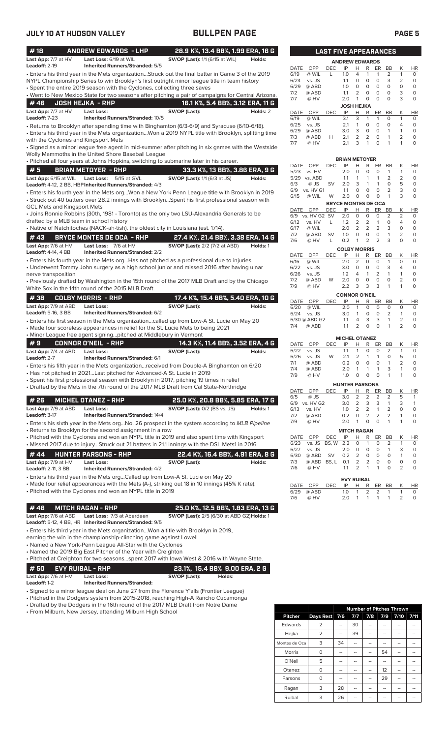## JULY 10 AT HUDSON VALLEY — BULLPEN PAGE

### # 18 ANDREW EDWARDS - LHP — 28.9 K%, 13.4 BB%, 1.99 ERA, 16 G

**Last App:** 7/7 at HV **Last Loss:** 6/19 at WIL **SV/OP (Last):** 1/1 (6/15 at WIL) **Holds:**
**Leadoff:** 2-19 **Inherited Runners/Stranded:** 5/5

- Enters his third year in the Mets organization...Struck out the final batter in Game 3 of the 2019 NYPL Championship Series to win Brooklyn's first outright minor league title in team history
- Spent the entire 2019 season with the Cyclones, collecting three saves
- Went to New Mexico State for two seasons after pitching a pair of campaigns for Central Arizona.

### # 46 JOSH HEJKA - RHP — 16.1 K%, 5.4 BB%, 3.12 ERA, 11 G

**Last App:** 7/7 at HV **Last Loss:** **SV/OP (Last):** **Holds:** 2
**Leadoff:** 7-23 **Inherited Runners/Stranded:** 10/5

- Returns to Brooklyn after spending time with Binghamton (6/3-6/9) and Syracuse (6/10-6/18).
- Enters his third year in the Mets organization...Won a 2019 NYPL title with Brooklyn, splitting time with the Cyclones and Kingsport Mets
- Signed as a minor league free agent in mid-summer after pitching in six games with the Westside Wolly Mammoths in the United Shore Baseball League
- Pitched all four years at Johns Hopkins, switching to submarine later in his career.

### # 5 BRIAN METOYER - RHP — 33.3 K%, 13 BB%, 3.86 ERA, 9 G

**Last App:** 6/15 at WIL **Last Loss:** 5/15 at GVL **SV/OP (Last):** 1/1 (6/3 at JS) **Holds:**
**Leadoff:** 4-12, 2 BB, HBP **Inherited Runners/Stranded:** 4/3

- Enters his fourth year in the Mets org...Won a New York Penn League title with Brooklyn in 2019
- Struck out 40 batters over 28.2 innings with Brooklyn...Spent his first professional season with GCL Mets and Kingsport Mets
- Joins Ronnie Robbins (30th, 1981 - Toronto) as the only two LSU-Alexandria Generals to be drafted by a MLB team in school history
- Native of Natchitoches (NACK-ah-tish), the oldest city in Louisiana (est. 1714).

### # 43 BRYCE MONTES DE OCA - RHP — 27.4 K%, 21.4 BB%, 3.38 ERA, 14 G

**Last App:** 7/6 at HV **Last Loss:** 7/6 at HV **SV/OP (Last):** 2/2 (7/2 at ABD) **Holds:** 1
**Leadoff:** 4-14, 4 BB **Inherited Runners/Stranded:** 2/2

- Enters his fourth year in the Mets org...Has not pitched as a professional due to injuries
- Underwent Tommy John surgery as a high school junior and missed 2016 after having ulnar nerve transposition
- Previously drafted by Washington in the 15th round of the 2017 MLB Draft and by the Chicago White Sox in the 14th round of the 2015 MLB Draft.

### # 38 COLBY MORRIS - RHP — 17.4 K%, 15.4 BB%, 5.40 ERA, 10 G

**Last App:** 7/9 at ABD **Last Loss:** **SV/OP (Last):** **Holds:**
**Leadoff:** 5-16, 3 BB **Inherited Runners/Stranded:** 6/2

- Enters his first season in the Mets organization...called up from Low-A St. Lucie on May 20
- Made four scoreless appearances in relief for the St. Lucie Mets to being 2021
- Minor League free agent signing...pitched at Middlebury in Vermont

### # 9 CONNOR O'NEIL - RHP — 14.3 K%, 11.4 BB%, 3.52 ERA, 4 G

**Last App:** 7/4 at ABD **Last Loss:** **SV/OP (Last):** **Holds:**
**Leadoff:** 2-7 **Inherited Runners/Stranded:** 6/1

- Enters his fifth year in the Mets organization...received from Double-A Binghamton on 6/20
- Has not pitched in 2021...Last pitched for Advanced-A St. Lucie in 2019
- Spent his first professional season with Brooklyn in 2017, pitching 19 times in relief
- Drafted by the Mets in the 7th round of the 2017 MLB Draft from Cal State-Northridge

### # 26 MICHEL OTANEZ - RHP — 25.0 K%, 20.8 BB%, 5.85 ERA, 17 G

**Last App:** 7/9 at ABD **Last Loss:** **SV/OP (Last):** 0/2 (BS vs. JS) **Holds:** 1
**Leadoff:** 3-17 **Inherited Runners/Stranded:** 14/4

- Enters his sixth year in the Mets org...No. 26 prospect in the system according to *MLB Pipeline*
- Returns to Brooklyn for the second assignment in a row
- Pitched with the Cyclones and won an NYPL title in 2019 and also spent time with Kingsport
- Missed 2017 due to injury...Struck out 21 batters in 21.1 innings with the DSL Mets1 in 2016.

### # 44 HUNTER PARSONS - RHP — 22.4 K%, 16.4 BB%, 4.91 ERA, 8 G

**Last App:** 7/9 at HV **Last Loss:** **SV/OP (Last):** **Holds:**
**Leadoff:** 2-11, 3 BB **Inherited Runners/Stranded:** 4/2

- Enters his third year in the Mets org...Called up from Low-A St. Lucie on May 20
- Made four relief appearances with the Mets (A-), striking out 18 in 10 innings (45% K rate).
- Pitched with the Cyclones and won an NYPL title in 2019

### # 48 MITCH RAGAN - RHP — 25.0 K%, 12.5 BB%, 1.83 ERA, 13 G

**Last App:** 7/6 at ABD **Last Loss:** 7/3 at Aberdeen **SV/OP (Last):** 2/5 (6/30 at ABD G2) **Holds:** 1
**Leadoff:** 5-12, 4 BB, HR **Inherited Runners/Stranded:** 9/5

- Enters his third year in the Mets organization...Won a title with Brooklyn in 2019, earning the win in the championship-clinching game against Lowell
- Named a New York-Penn League All-Star with the Cyclones
- Named the 2019 Big East Pitcher of the Year with Creighton
- Pitched at Creighton for two seasons...spent 2017 with Iowa West & 2016 with Wayne State.

### # 50 EVY RUIBAL - RHP — 23.1%, 15.4 BB% 9.00 ERA, 2 G

**Last App:** 7/6 at HV **Last Loss:** **SV/OP (Last):** **Holds:**
**Leadoff:** 1-2 **Inherited Runners/Stranded:**

- Signed to a minor league deal on June 27 from the Florence Y'alls (Frontier League)
- Pitched in the Dodgers system from 2015-2018, reaching High-A Rancho Cucamonga
- Drafted by the Dodgers in the 16th round of the 2017 MLB Draft from Notre Dame
- From Milburn, New Jersey, attending Milburn High School

## LAST FIVE APPEARANCES

**ANDREW EDWARDS**

| DATE | OPP | DEC | IP | H | R | ER | BB | K | HR |
|---|---|---|---|---|---|---|---|---|---|
| 6/19 | @ WIL | L | 1.0 | 4 | 1 | 1 | 2 | 1 | 0 |
| 6/24 | vs. JS | | 1.1 | 0 | 0 | 0 | 3 | 2 | 0 |
| 6/29 | @ ABD | | 1.0 | 0 | 0 | 0 | 0 | 0 | 0 |
| 7/2 | @ ABD | | 1.1 | 2 | 0 | 0 | 0 | 3 | 0 |
| 7/7 | @ HV | | 2.0 | 1 | 0 | 0 | 0 | 3 | 0 |

**JOSH HEJKA**

| DATE | OPP | DEC | IP | H | R | ER | BB | K | HR |
|---|---|---|---|---|---|---|---|---|---|
| 6/19 | @ WIL | | 3.1 | 3 | 1 | 1 | 0 | 1 | 0 |
| 6/25 | vs. JS | | 2.1 | 1 | 0 | 0 | 0 | 4 | 0 |
| 6/29 | @ ABD | | 3.0 | 3 | 0 | 0 | 1 | 1 | 0 |
| 7/3 | @ ABD | H | 2.1 | 2 | 2 | 0 | 1 | 2 | 0 |
| 7/7 | @ HV | | 2.1 | 3 | 1 | 0 | 1 | 1 | 0 |

**BRIAN METOYER**

| DATE | OPP | DEC | IP | H | R | ER | BB | K | HR |
|---|---|---|---|---|---|---|---|---|---|
| 5/23 | vs. HV | | 2.0 | 0 | 0 | 0 | 1 | 1 | 0 |
| 5/29 | vs. ABD | | 1.1 | 1 | 1 | 1 | 2 | 2 | 0 |
| 6/3 | @ JS | SV | 2.0 | 3 | 1 | 1 | 0 | 5 | 0 |
| 6/9 | vs. HV G1 | | 1.1 | 0 | 0 | 0 | 2 | 3 | 0 |
| 6/15 | @ WIL | W | 2.0 | 0 | 0 | 0 | 1 | 3 | 0 |

**BRYCE MONTES DE OCA**

| DATE | OPP | DEC | IP | H | R | ER | BB | K | HR |
|---|---|---|---|---|---|---|---|---|---|
| 6/9 | vs. HV G2 | SV | 2.0 | 0 | 0 | 0 | 2 | 2 | 0 |
| 6/12 | vs. HV | L | 1.2 | 2 | 2 | 1 | 0 | 4 | 0 |
| 6/17 | @ WIL | | 2.0 | 2 | 2 | 2 | 3 | 0 | 0 |
| 7/2 | @ ABD | SV | 1.0 | 0 | 0 | 0 | 1 | 2 | 0 |
| 7/6 | @ HV | L | 0.2 | 1 | 2 | 2 | 3 | 0 | 0 |

**COLBY MORRIS**

| DATE | OPP | DEC | IP | H | R | ER | BB | K | HR |
|---|---|---|---|---|---|---|---|---|---|
| 6/16 | @ WIL | | 2.0 | 2 | 0 | 0 | 1 | 0 | 0 |
| 6/22 | vs. JS | | 3.0 | 0 | 0 | 0 | 3 | 4 | 0 |
| 6/26 | vs. JS | | 1.2 | 4 | 1 | 2 | 1 | 1 | 0 |
| 7/2 | @ ABD | W | 2.0 | 0 | 0 | 0 | 0 | 2 | 0 |
| 7/9 | @ HV | | 2.2 | 3 | 3 | 3 | 1 | 1 | 0 |

**CONNOR O'NEIL**

| DATE | OPP | DEC | IP | H | R | ER | BB | K | HR |
|---|---|---|---|---|---|---|---|---|---|
| 6/20 | @ WIL | | 2.0 | 1 | 0 | 0 | 0 | 1 | 0 |
| 6/24 | vs. JS | | 3.0 | 1 | 0 | 0 | 2 | 1 | 0 |
| 6/30 | @ ABD G2 | | 1.1 | 4 | 3 | 3 | 1 | 2 | 0 |
| 7/4 | @ ABD | | 1.1 | 2 | 0 | 0 | 1 | 2 | 0 |

**MICHEL OTANEZ**

| DATE | OPP | DEC | IP | H | R | ER | BB | K | HR |
|---|---|---|---|---|---|---|---|---|---|
| 6/22 | vs. JS | | 1.1 | 1 | 0 | 0 | 2 | 1 | 0 |
| 6/26 | vs. JS | W | 2.1 | 2 | 1 | 1 | 0 | 5 | 0 |
| 7/1 | @ ABD | | 0.2 | 0 | 0 | 0 | 1 | 2 | 0 |
| 7/4 | @ ABD | | 2.0 | 1 | 1 | 1 | 3 | 1 | 0 |
| 7/9 | @ HV | | 1.0 | 0 | 0 | 0 | 1 | 1 | 0 |

**HUNTER PARSONS**

| DATE | OPP | DEC | IP | H | R | ER | BB | K | HR |
|---|---|---|---|---|---|---|---|---|---|
| 6/5 | @ JS | | 3.0 | 2 | 2 | 2 | 2 | 5 | 1 |
| 6/9 | vs. HV G2 | | 3.0 | 2 | 3 | 3 | 1 | 3 | 1 |
| 6/13 | vs. HV | | 1.0 | 2 | 2 | 1 | 2 | 0 | 0 |
| 7/2 | @ ABD | | 0.2 | 0 | 2 | 2 | 2 | 1 | 0 |
| 7/9 | @ HV | | 2.0 | 1 | 0 | 0 | 1 | 1 | 0 |

**MITCH RAGAN**

| DATE | OPP | DEC | IP | H | R | ER | BB | K | HR |
|---|---|---|---|---|---|---|---|---|---|
| 6/23 | vs. JS | BS, W | 2.2 | 0 | 1 | 0 | 2 | 1 | 0 |
| 6/27 | vs. JS | | 2.0 | 0 | 0 | 0 | 1 | 3 | 0 |
| 6/30 | @ ABD | SV | 0.2 | 2 | 0 | 0 | 0 | 1 | 0 |
| 7/3 | @ ABD | BS, L | 0.1 | 2 | 2 | 0 | 0 | 0 | 0 |
| 7/6 | @ HV | | 1.1 | 2 | 1 | 1 | 0 | 2 | 0 |

**EVY RUIBAL**

| DATE | OPP | DEC | IP | H | R | ER | BB | K | HR |
|---|---|---|---|---|---|---|---|---|---|
| 6/29 | @ ABD | | 1.0 | 1 | 2 | 2 | 1 | 1 | 0 |
| 7/6 | @ HV | | 2.0 | 1 | 1 | 1 | 1 | 2 | 0 |

## Number of Pitches Thrown

| Pitcher | Days Rest | 7/6 | 7/7 | 7/8 | 7/9 | 7/10 | 7/11 |
|---|---|---|---|---|---|---|---|
| Edwards | 2 | -- | 30 | -- | -- | -- | -- |
| Hejka | 2 | -- | 39 | -- | -- | -- | -- |
| Montes de Oca | 3 | 34 | -- | -- | -- | -- | -- |
| Morris | 0 | -- | -- | -- | 54 | -- | -- |
| O'Neil | 5 | -- | -- | -- | -- | -- | -- |
| Otanez | 0 | -- | -- | -- | 12 | -- | -- |
| Parsons | 0 | -- | -- | -- | 29 | -- | -- |
| Ragan | 3 | 28 | -- | -- | -- | -- | -- |
| Ruibal | 3 | 26 | -- | -- | -- | -- | -- |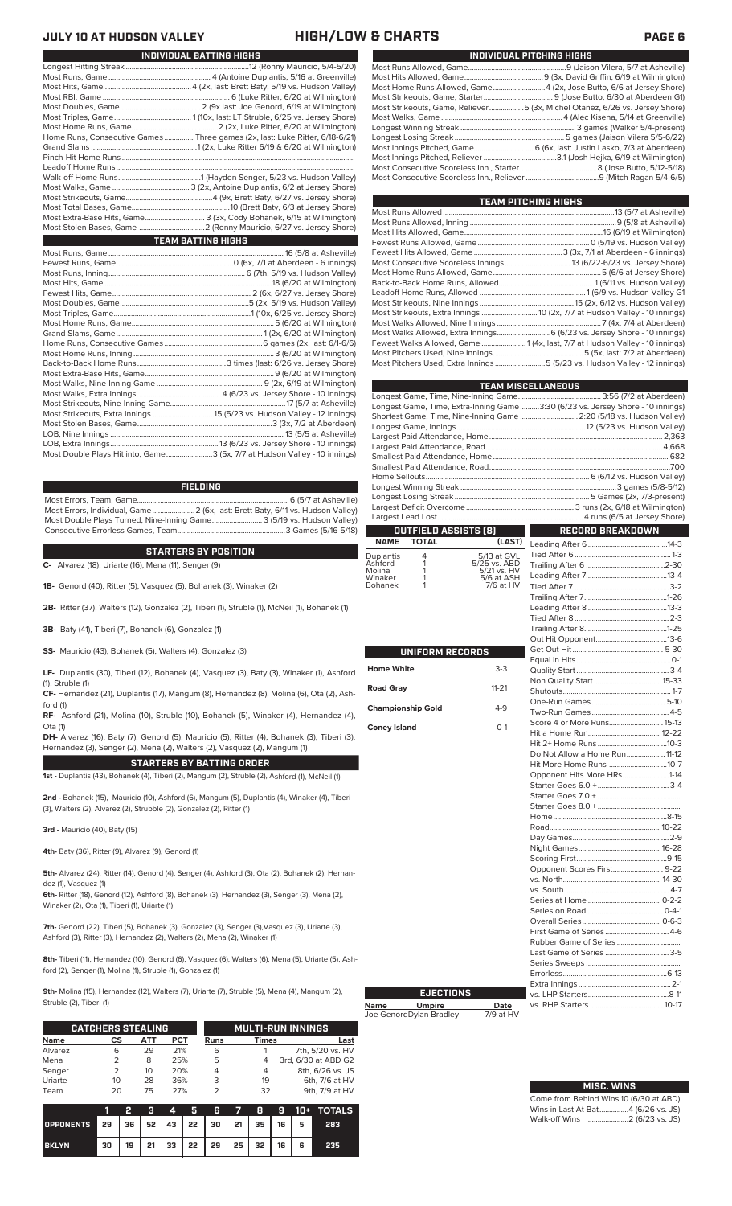# JULY 10 AT HUDSON VALLEY — HIGH/LOW & CHARTS

## INDIVIDUAL BATTING HIGHS

| | |
|---|---|
| Longest Hitting Streak | 12 (Ronny Mauricio, 5/4-5/20) |
| Most Runs, Game | 4 (Antoine Duplantis, 5/16 at Greenville) |
| Most Hits, Game | 4 (2x, last: Brett Baty, 5/19 vs. Hudson Valley) |
| Most RBI, Game | 6 (Luke Ritter, 6/20 at Wilmington) |
| Most Doubles, Game | 2 (9x last: Joe Genord, 6/19 at Wilmington) |
| Most Triples, Game | 1 (10x, last: LT Struble, 6/25 vs. Jersey Shore) |
| Most Home Runs, Game | 2 (2x, Luke Ritter, 6/20 at Wilmington) |
| Home Runs, Consecutive Games | Three games (2x, last: Luke Ritter, 6/18-6/21) |
| Grand Slams | 1 (2x, Luke Ritter 6/19 & 6/20 at Wilmington) |
| Pinch-Hit Home Runs | |
| Leadoff Home Runs | |
| Walk-off Home Runs | 1 (Hayden Senger, 5/23 vs. Hudson Valley) |
| Most Walks, Game | 3 (2x, Antoine Duplantis, 6/2 at Jersey Shore) |
| Most Strikeouts, Game | 4 (9x, Brett Baty, 6/27 vs. Jersey Shore) |
| Most Total Bases, Game | 10 (Brett Baty, 6/3 at Jersey Shore) |
| Most Extra-Base Hits, Game | 3 (3x, Cody Bohanek, 6/15 at Wilmington) |
| Most Stolen Bases, Game | 2 (Ronny Mauricio, 6/27 vs. Jersey Shore) |

## TEAM BATTING HIGHS

| | |
|---|---|
| Most Runs, Game | 16 (5/8 at Asheville) |
| Fewest Runs, Game | 0 (6x, 7/1 at Aberdeen - 6 innings) |
| Most Runs, Inning | 6 (7th, 5/19 vs. Hudson Valley) |
| Most Hits, Game | 18 (6/20 at Wilmington) |
| Fewest Hits, Game | 2 (6x, 6/27 vs. Jersey Shore) |
| Most Doubles, Game | 5 (2x, 5/19 vs. Hudson Valley) |
| Most Triples, Game | 1 (10x, 6/25 vs. Jersey Shore) |
| Most Home Runs, Game | 5 (6/20 at Wilmington) |
| Grand Slams, Game | 1 (2x, 6/20 at Wilmington) |
| Home Runs, Consecutive Games | 6 games (2x, last: 6/1-6/6) |
| Most Home Runs, Inning | 3 (6/20 at Wilmington) |
| Back-to-Back Home Runs | 3 times (last: 6/26 vs. Jersey Shore) |
| Most Extra-Base Hits, Game | 9 (6/20 at Wilmington) |
| Most Walks, Nine-Inning Game | 9 (2x, 6/19 at Wilmington) |
| Most Walks, Extra Innings | 4 (6/23 vs. Jersey Shore - 10 innings) |
| Most Strikeouts, Nine-Inning Game | 17 (5/7 at Asheville) |
| Most Strikeouts, Extra Innings | 15 (5/23 vs. Hudson Valley - 12 innings) |
| Most Stolen Bases, Game | 3 (3x, 7/2 at Aberdeen) |
| LOB, Nine Innings | 13 (5/5 at Asheville) |
| LOB, Extra Innings | 13 (6/23 vs. Jersey Shore - 10 innings) |
| Most Double Plays Hit into, Game | 3 (5x, 7/7 at Hudson Valley - 10 innings) |

## FIELDING

| | |
|---|---|
| Most Errors, Team, Game | 6 (5/7 at Asheville) |
| Most Errors, Individual, Game | 2 (6x, last: Brett Baty, 6/11 vs. Hudson Valley) |
| Most Double Plays Turned, Nine-Inning Game | 3 (5/19 vs. Hudson Valley) |
| Consecutive Errorless Games, Team | 3 Games (5/16-5/18) |

## STARTERS BY POSITION

**C-** Alvarez (18), Uriarte (16), Mena (11), Senger (9)

**1B-** Genord (40), Ritter (5), Vasquez (5), Bohanek (3), Winaker (2)

**2B-** Ritter (37), Walters (12), Gonzalez (2), Tiberi (1), Struble (1), McNeil (1), Bohanek (1)

**3B-** Baty (41), Tiberi (7), Bohanek (6), Gonzalez (1)

**SS-** Mauricio (43), Bohanek (5), Walters (4), Gonzalez (3)

**LF-** Duplantis (30), Tiberi (12), Bohanek (4), Vasquez (3), Baty (3), Winaker (1), Ashford (1), Struble (1)

**CF-** Hernandez (21), Duplantis (17), Mangum (8), Hernandez (8), Molina (6), Ota (2), Ashford (1)

**RF-** Ashford (21), Molina (10), Struble (10), Bohanek (5), Winaker (4), Hernandez (4), Ota (1)

**DH-** Alvarez (16), Baty (7), Genord (5), Mauricio (5), Ritter (4), Bohanek (3), Tiberi (3), Hernandez (3), Senger (2), Mena (2), Walters (2), Vasquez (2), Mangum (1)

## STARTERS BY BATTING ORDER

**1st -** Duplantis (43), Bohanek (4), Tiberi (2), Mangum (2), Struble (2), Ashford (1), McNeil (1)

**2nd -** Bohanek (15), Mauricio (10), Ashford (6), Mangum (5), Duplantis (4), Winaker (4), Tiberi (3), Walters (2), Struble (2), Gonzalez (2), Ritter (1)

**3rd -** Mauricio (40), Baty (15)

**4th-** Baty (36), Ritter (9), Alvarez (9), Genord (1)

**5th-** Alvarez (24), Ritter (14), Genord (4), Senger (4), Ashford (3), Ota (2), Bohanek (2), Hernandez (1), Vasquez (1)

**6th-** Ritter (18), Genord (12), Ashford (8), Bohanek (3), Hernandez (3), Senger (3), Mena (2), Winaker (2), Ota (1), Tiberi (1), Uriarte (1)

**7th-** Genord (22), Tiberi (5), Bohanek (3), Gonzalez (3), Senger (3),Vasquez (3), Uriarte (3), Ashford (3), Ritter (3), Hernandez (2), Walters (2), Mena (2), Winaker (1)

**8th-** Tiberi (11), Hernandez (10), Genord (6), Vasquez (6), Walters (6), Mena (5), Uriarte (5), Ashford (2), Senger (1), Molina (1), Struble (1), Gonzalez (1)

**9th-** Molina (15), Hernandez (12), Walters (7), Uriarte (7), Struble (5), Mena (4), Mangum (2), Struble (2), Tiberi (1)

## CATCHERS STEALING

| Name | CS | ATT | PCT |
|---|---|---|---|
| Alvarez | 6 | 29 | 21% |
| Mena | 2 | 8 | 25% |
| Senger | 2 | 10 | 20% |
| Uriarte | 10 | 28 | 36% |
| Team | 20 | 75 | 27% |

## MULTI-RUN INNINGS

| Runs | Times | Last |
|---|---|---|
| 6 | 1 | 7th, 5/20 vs. HV |
| 5 | 4 | 3rd, 6/30 at ABD G2 |
| 4 | 4 | 8th, 6/26 vs. JS |
| 3 | 19 | 6th, 7/6 at HV |
| 2 | 32 | 9th, 7/9 at HV |

| | 1 | 2 | 3 | 4 | 5 | 6 | 7 | 8 | 9 | 10+ | TOTALS |
|---|---|---|---|---|---|---|---|---|---|---|---|
| OPPONENTS | 29 | 36 | 52 | 43 | 22 | 30 | 21 | 35 | 16 | 5 | 283 |
| BKLYN | 30 | 19 | 21 | 33 | 22 | 29 | 25 | 32 | 16 | 6 | 235 |

## INDIVIDUAL PITCHING HIGHS

| | |
|---|---|
| Most Runs Allowed, Game | 9 (Jaison Vilera, 5/7 at Asheville) |
| Most Hits Allowed, Game | 9 (3x, David Griffin, 6/19 at Wilmington) |
| Most Home Runs Allowed, Game | 4 (2x, Jose Butto, 6/6 at Jersey Shore) |
| Most Strikeouts, Game, Starter | 9 (Jose Butto, 6/30 at Aberdeen G1) |
| Most Strikeouts, Game, Reliever | 5 (3x, Michel Otanez, 6/26 vs. Jersey Shore) |
| Most Walks, Game | 4 (Alec Kisena, 5/14 at Greenville) |
| Longest Winning Streak | 3 games (Walker 5/4-present) |
| Longest Losing Streak | 5 games (Jaison Vilera 5/5-6/22) |
| Most Innings Pitched, Game | 6 (6x, last: Justin Lasko, 7/3 at Aberdeen) |
| Most Innings Pitched, Reliever | 3.1 (Josh Hejka, 6/19 at Wilmington) |
| Most Consecutive Scoreless Inn., Starter | 8 (Jose Butto, 5/12-5/18) |
| Most Consecutive Scoreless Inn., Reliever | 9 (Mitch Ragan 5/4-6/5) |

## TEAM PITCHING HIGHS

| | |
|---|---|
| Most Runs Allowed | 13 (5/7 at Asheville) |
| Most Runs Allowed, Inning | 9 (5/8 at Asheville) |
| Most Hits Allowed, Game | 16 (6/19 at Wilmington) |
| Fewest Runs Allowed, Game | 0 (5/19 vs. Hudson Valley) |
| Fewest Hits Allowed, Game | 3 (3x, 7/1 at Aberdeen - 6 innings) |
| Most Consecutive Scoreless Innings | 13 (6/22-6/23 vs. Jersey Shore) |
| Most Home Runs Allowed, Game | 5 (6/6 at Jersey Shore) |
| Back-to-Back Home Runs, Allowed | 1 (6/11 vs. Hudson Valley) |
| Leadoff Home Runs, Allowed | 1 (6/9 vs. Hudson Valley G1 |
| Most Strikeouts, Nine Innings | 15 (2x, 6/12 vs. Hudson Valley) |
| Most Strikeouts, Extra Innings | 10 (2x, 7/7 at Hudson Valley - 10 innings) |
| Most Walks Allowed, Nine Innings | 7 (4x, 7/4 at Aberdeen) |
| Most Walks Allowed, Extra Innings | 6 (6/23 vs. Jersey Shore - 10 innings) |
| Fewest Walks Allowed, Game | 1 (4x, last, 7/7 at Hudson Valley - 10 innings) |
| Most Pitchers Used, Nine Innings | 5 (5x, last: 7/2 at Aberdeen) |
| Most Pitchers Used, Extra Innings | 5 (5/23 vs. Hudson Valley - 12 innings) |

## TEAM MISCELLANEOUS

| | |
|---|---|
| Longest Game, Time, Nine-Inning Game | 3:56 (7/2 at Aberdeen) |
| Longest Game, Time, Extra-Inning Game | 3:30 (6/23 vs. Jersey Shore - 10 innings) |
| Shortest Game, Time, Nine-Inning Game | 2:20 (5/18 vs. Hudson Valley) |
| Longest Game, Innings | 12 (5/23 vs. Hudson Valley) |
| Largest Paid Attendance, Home | 2,363 |
| Largest Paid Attendance, Road | 4,668 |
| Smallest Paid Attendance, Home | 682 |
| Smallest Paid Attendance, Road | 700 |
| Home Sellouts | 6 (6/12 vs. Hudson Valley) |
| Longest Winning Streak | 3 games (5/8-5/12) |
| Longest Losing Streak | 5 Games (2x, 7/3-present) |
| Largest Deficit Overcome | 3 runs (2x, 6/18 at Wilmington) |
| Largest Lead Lost | 4 runs (6/5 at Jersey Shore) |

## OUTFIELD ASSISTS (8)

| NAME | TOTAL | (LAST) |
|---|---|---|
| Duplantis | 4 | 5/13 at GVL |
| Ashford | 1 | 5/25 vs. ABD |
| Molina | 1 | 5/21 vs. HV |
| Winaker | 1 | 5/6 at ASH |
| Bohanek | 1 | 7/6 at HV |

## UNIFORM RECORDS

| | |
|---|---|
| Home White | 3-3 |
| Road Gray | 11-21 |
| Championship Gold | 4-9 |
| Coney Island | 0-1 |

## RECORD BREAKDOWN

| | |
|---|---|
| Leading After 6 | 14-3 |
| Tied After 6 | 1-3 |
| Trailing After 6 | 2-30 |
| Leading After 7 | 13-4 |
| Tied After 7 | 3-2 |
| Trailing After 7 | 1-26 |
| Leading After 8 | 13-3 |
| Tied After 8 | 2-3 |
| Trailing After 8 | 1-25 |
| Out Hit Opponent | 13-6 |
| Get Out Hit | 5-30 |
| Equal in Hits | 0-1 |
| Quality Start | 3-4 |
| Non Quality Start | 15-33 |
| Shutouts | 1-7 |
| One-Run Games | 5-10 |
| Two-Run Games | 4-5 |
| Score 4 or More Runs | 15-13 |
| Hit a Home Run | 12-22 |
| Hit 2+ Home Runs | 10-3 |
| Do Not Allow a Home Run | 11-12 |
| Hit More Home Runs | 10-7 |
| Opponent Hits More HRs | 1-14 |
| Starter Goes 6.0 + | 3-4 |
| Starter Goes 7.0 + | |
| Starter Goes 8.0 + | |
| Home | 8-15 |
| Road | 10-22 |
| Day Games | 2-9 |
| Night Games | 16-28 |
| Scoring First | 9-15 |
| Opponent Scores First | 9-22 |
| vs. North | 14-30 |
| vs. South | 4-7 |
| Series at Home | 0-2-2 |
| Series on Road | 0-4-1 |
| Overall Series | 0-6-3 |
| First Game of Series | 4-6 |
| Rubber Game of Series | |
| Last Game of Series | 3-5 |
| Series Sweeps | |
| Errorless | 6-13 |
| Extra Innings | 2-1 |
| vs. LHP Starters | 8-11 |
| vs. RHP Starters | 10-17 |

## EJECTIONS

| Name | Umpire | Date |
|---|---|---|
| Joe Genord | Dylan Bradley | 7/9 at HV |

## MISC. WINS

| | |
|---|---|
| Come from Behind Wins | 10 (6/30 at ABD) |
| Wins in Last At-Bat | 4 (6/26 vs. JS) |
| Walk-off Wins | 2 (6/23 vs. JS) |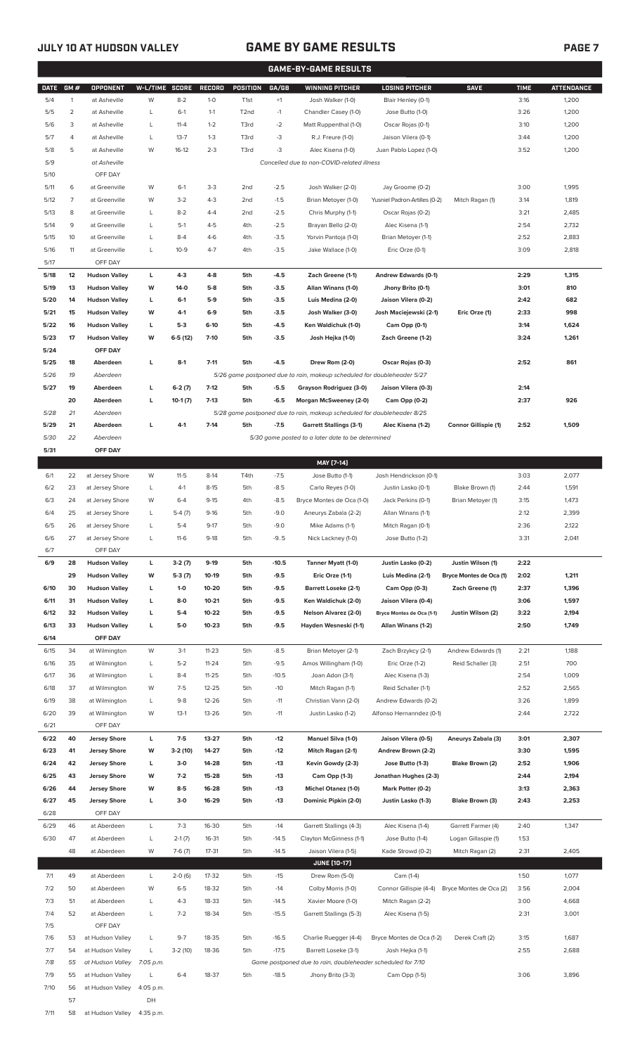## JULY 10 AT HUDSON VALLEY

## GAME BY GAME RESULTS

### GAME-BY-GAME RESULTS

| DATE | GM # | OPPONENT | W-L/TIME | SCORE | RECORD | POSITION | GA/GB | WINNING PITCHER | LOSING PITCHER | SAVE | TIME | ATTENDANCE |
|---|---|---|---|---|---|---|---|---|---|---|---|---|
| 5/4 | 1 | at Asheville | W | 8-2 | 1-0 | T1st | +1 | Josh Walker (1-0) | Blair Henley (0-1) | | 3:16 | 1,200 |
| 5/5 | 2 | at Asheville | L | 6-1 | 1-1 | T2nd | -1 | Chandler Casey (1-0) | Jose Butto (1-0) | | 3:26 | 1,200 |
| 5/6 | 3 | at Asheville | L | 11-4 | 1-2 | T3rd | -2 | Matt Ruppenthal (1-0) | Oscar Rojas (0-1) | | 3:10 | 1,200 |
| 5/7 | 4 | at Asheville | L | 13-7 | 1-3 | T3rd | -3 | R.J. Freure (1-0) | Jaison Vilera (0-1) | | 3:44 | 1,200 |
| 5/8 | 5 | at Asheville | W | 16-12 | 2-3 | T3rd | -3 | Alec Kisena (1-0) | Juan Pablo Lopez (1-0) | | 3:52 | 1,200 |
| 5/9 | | at Asheville | | | | | | Cancelled due to non-COVID-related illness | | | | |
| 5/10 | | OFF DAY | | | | | | | | | | |
| 5/11 | 6 | at Greenville | W | 6-1 | 3-3 | 2nd | -2.5 | Josh Walker (2-0) | Jay Groome (0-2) | | 3:00 | 1,995 |
| 5/12 | 7 | at Greenville | W | 3-2 | 4-3 | 2nd | -1.5 | Brian Metoyer (1-0) | Yusniel Padron-Artilles (0-2) | Mitch Ragan (1) | 3:14 | 1,819 |
| 5/13 | 8 | at Greenville | L | 8-2 | 4-4 | 2nd | -2.5 | Chris Murphy (1-1) | Oscar Rojas (0-2) | | 3:21 | 2,485 |
| 5/14 | 9 | at Greenville | L | 5-1 | 4-5 | 4th | -2.5 | Brayan Bello (2-0) | Alec Kisena (1-1) | | 2:54 | 2,732 |
| 5/15 | 10 | at Greenville | L | 8-4 | 4-6 | 4th | -3.5 | Yorvin Pantoja (1-0) | Brian Metoyer (1-1) | | 2:52 | 2,883 |
| 5/16 | 11 | at Greenville | L | 10-9 | 4-7 | 4th | -3.5 | Jake Wallace (1-0) | Eric Orze (0-1) | | 3:09 | 2,818 |
| 5/17 | | OFF DAY | | | | | | | | | | |
| **5/18** | **12** | **Hudson Valley** | **L** | **4-3** | **4-8** | **5th** | **-4.5** | **Zach Greene (1-1)** | **Andrew Edwards (0-1)** | | **2:29** | **1,315** |
| **5/19** | **13** | **Hudson Valley** | **W** | **14-0** | **5-8** | **5th** | **-3.5** | **Allan Winans (1-0)** | **Jhony Brito (0-1)** | | **3:01** | **810** |
| **5/20** | **14** | **Hudson Valley** | **L** | **6-1** | **5-9** | **5th** | **-3.5** | **Luis Medina (2-0)** | **Jaison Vilera (0-2)** | | **2:42** | **682** |
| **5/21** | **15** | **Hudson Valley** | **W** | **4-1** | **6-9** | **5th** | **-3.5** | **Josh Walker (3-0)** | **Josh Maciejewski (2-1)** | **Eric Orze (1)** | **2:33** | **998** |
| **5/22** | **16** | **Hudson Valley** | **L** | **5-3** | **6-10** | **5th** | **-4.5** | **Ken Waldichuk (1-0)** | **Cam Opp (0-1)** | | **3:14** | **1,624** |
| **5/23** | **17** | **Hudson Valley** | **W** | **6-5 (12)** | **7-10** | **5th** | **-3.5** | **Josh Hejka (1-0)** | **Zach Greene (1-2)** | | **3:24** | **1,261** |
| **5/24** | | **OFF DAY** | | | | | | | | | | |
| **5/25** | **18** | **Aberdeen** | **L** | **8-1** | **7-11** | **5th** | **-4.5** | **Drew Rom (2-0)** | **Oscar Rojas (0-3)** | | **2:52** | **861** |
| *5/26* | *19* | *Aberdeen* | | | | | | *5/26 game postponed due to rain, makeup scheduled for doubleheader 5/27* | | | | |
| **5/27** | **19** | **Aberdeen** | **L** | **6-2 (7)** | **7-12** | **5th** | **-5.5** | **Grayson Rodriguez (3-0)** | **Jaison Vilera (0-3)** | | **2:14** | |
| | **20** | **Aberdeen** | **L** | **10-1 (7)** | **7-13** | **5th** | **-6.5** | **Morgan McSweeney (2-0)** | **Cam Opp (0-2)** | | **2:37** | **926** |
| *5/28* | *21* | *Aberdeen* | | | | | | *5/28 game postponed due to rain, makeup scheduled for doubleheader 8/25* | | | | |
| **5/29** | **21** | **Aberdeen** | **L** | **4-1** | **7-14** | **5th** | **-7.5** | **Garrett Stallings (3-1)** | **Alec Kisena (1-2)** | **Connor Gillispie (1)** | **2:52** | **1,509** |
| *5/30* | *22* | *Aberdeen* | | | | | | *5/30 game posted to a later date to be determined* | | | | |
| **5/31** | | **OFF DAY** | | | | | | | | | | |
| | | | | | | | | **MAY [7-14]** | | | | |
| 6/1 | 22 | at Jersey Shore | W | 11-5 | 8-14 | T4th | -7.5 | Jose Butto (1-1) | Josh Hendrickson (0-1) | | 3:03 | 2,077 |
| 6/2 | 23 | at Jersey Shore | L | 4-1 | 8-15 | 5th | -8.5 | Carlo Reyes (1-0) | Justin Lasko (0-1) | Blake Brown (1) | 2:44 | 1,591 |
| 6/3 | 24 | at Jersey Shore | W | 6-4 | 9-15 | 4th | -8.5 | Bryce Montes de Oca (1-0) | Jack Perkins (0-1) | Brian Metoyer (1) | 3:15 | 1,473 |
| 6/4 | 25 | at Jersey Shore | L | 5-4 (7) | 9-16 | 5th | -9.0 | Aneurys Zabala (2-2) | Allan Winans (1-1) | | 2:12 | 2,399 |
| 6/5 | 26 | at Jersey Shore | L | 5-4 | 9-17 | 5th | -9.0 | Mike Adams (1-1) | Mitch Ragan (0-1) | | 2:36 | 2,122 |
| 6/6 | 27 | at Jersey Shore | L | 11-6 | 9-18 | 5th | -9..5 | Nick Lackney (1-0) | Jose Butto (1-2) | | 3:31 | 2,041 |
| 6/7 | | OFF DAY | | | | | | | | | | |
| **6/9** | **28** | **Hudson Valley** | **L** | **3-2 (7)** | **9-19** | **5th** | **-10.5** | **Tanner Myatt (1-0)** | **Justin Lasko (0-2)** | **Justin Wilson (1)** | **2:22** | |
| | **29** | **Hudson Valley** | **W** | **5-3 (7)** | **10-19** | **5th** | **-9.5** | **Eric Orze (1-1)** | **Luis Medina (2-1)** | **Bryce Montes de Oca (1)** | **2:02** | **1,211** |
| **6/10** | **30** | **Hudson Valley** | **L** | **1-0** | **10-20** | **5th** | **-9.5** | **Barrett Loseke (2-1)** | **Cam Opp (0-3)** | **Zach Greene (1)** | **2:37** | **1,396** |
| **6/11** | **31** | **Hudson Valley** | **L** | **8-0** | **10-21** | **5th** | **-9.5** | **Ken Waldichuk (2-0)** | **Jaison Vilera (0-4)** | | **3:06** | **1,597** |
| **6/12** | **32** | **Hudson Valley** | **L** | **5-4** | **10-22** | **5th** | **-9.5** | **Nelson Alvarez (2-0)** | **Bryce Montes de Oca (1-1)** | **Justin Wilson (2)** | **3:22** | **2,194** |
| **6/13** | **33** | **Hudson Valley** | **L** | **5-0** | **10-23** | **5th** | **-9.5** | **Hayden Wesneski (1-1)** | **Allan Winans (1-2)** | | **2:50** | **1,749** |
| **6/14** | | **OFF DAY** | | | | | | | | | | |
| 6/15 | 34 | at Wilmington | W | 3-1 | 11-23 | 5th | -8.5 | Brian Metoyer (2-1) | Zach Brzykcy (2-1) | Andrew Edwards (1) | 2:21 | 1,188 |
| 6/16 | 35 | at Wilmington | L | 5-2 | 11-24 | 5th | -9.5 | Amos Willingham (1-0) | Eric Orze (1-2) | Reid Schaller (3) | 2:51 | 700 |
| 6/17 | 36 | at Wilmington | L | 8-4 | 11-25 | 5th | -10.5 | Joan Adon (3-1) | Alec Kisena (1-3) | | 2:54 | 1,009 |
| 6/18 | 37 | at Wilmington | W | 7-5 | 12-25 | 5th | -10 | Mitch Ragan (1-1) | Reid Schaller (1-1) | | 2:52 | 2,565 |
| 6/19 | 38 | at Wilmington | L | 9-8 | 12-26 | 5th | -11 | Christian Vann (2-0) | Andrew Edwards (0-2) | | 3:26 | 1,899 |
| 6/20 | 39 | at Wilmington | W | 13-1 | 13-26 | 5th | -11 | Justin Lasko (1-2) | Alfonso Hernanndez (0-1) | | 2:44 | 2,722 |
| 6/21 | | OFF DAY | | | | | | | | | | |
| **6/22** | **40** | **Jersey Shore** | **L** | **7-5** | **13-27** | **5th** | **-12** | **Manuel Silva (1-0)** | **Jaison Vilera (0-5)** | **Aneurys Zabala (3)** | **3:01** | **2,307** |
| **6/23** | **41** | **Jersey Shore** | **W** | **3-2 (10)** | **14-27** | **5th** | **-12** | **Mitch Ragan (2-1)** | **Andrew Brown (2-2)** | | **3:30** | **1,595** |
| **6/24** | **42** | **Jersey Shore** | **L** | **3-0** | **14-28** | **5th** | **-13** | **Kevin Gowdy (2-3)** | **Jose Butto (1-3)** | **Blake Brown (2)** | **2:52** | **1,906** |
| **6/25** | **43** | **Jersey Shore** | **W** | **7-2** | **15-28** | **5th** | **-13** | **Cam Opp (1-3)** | **Jonathan Hughes (2-3)** | | **2:44** | **2,194** |
| **6/26** | **44** | **Jersey Shore** | **W** | **8-5** | **16-28** | **5th** | **-13** | **Michel Otanez (1-0)** | **Mark Potter (0-2)** | | **3:13** | **2,363** |
| **6/27** | **45** | **Jersey Shore** | **L** | **3-0** | **16-29** | **5th** | **-13** | **Dominic Pipkin (2-0)** | **Justin Lasko (1-3)** | **Blake Brown (3)** | **2:43** | **2,253** |
| 6/28 | | OFF DAY | | | | | | | | | | |
| 6/29 | 46 | at Aberdeen | L | 7-3 | 16-30 | 5th | -14 | Garrett Stallings (4-3) | Alec Kisena (1-4) | Garrett Farmer (4) | 2:40 | 1,347 |
| 6/30 | 47 | at Aberdeen | L | 2-1 (7) | 16-31 | 5th | -14.5 | Clayton McGinness (1-1) | Jose Butto (1-4) | Logan Gillaspie (1) | 1:53 | |
| | 48 | at Aberdeen | W | 7-6 (7) | 17-31 | 5th | -14.5 | Jaison Vilera (1-5) | Kade Strowd (0-2) | Mitch Ragan (2) | 2:31 | 2,405 |
| | | | | | | | | **JUNE [10-17]** | | | | |
| 7/1 | 49 | at Aberdeen | L | 2-0 (6) | 17-32 | 5th | -15 | Drew Rom (5-0) | Cam (1-4) | | 1:50 | 1,077 |
| 7/2 | 50 | at Aberdeen | W | 6-5 | 18-32 | 5th | -14 | Colby Morris (1-0) | Connor Gillispie (4-4) | Bryce Montes de Oca (2) | 3:56 | 2,004 |
| 7/3 | 51 | at Aberdeen | L | 4-3 | 18-33 | 5th | -14.5 | Xavier Moore (1-0) | Mitch Ragan (2-2) | | 3:00 | 4,668 |
| 7/4 | 52 | at Aberdeen | L | 7-2 | 18-34 | 5th | -15.5 | Garrett Stallings (5-3) | Alec Kisena (1-5) | | 2:31 | 3,001 |
| 7/5 | | OFF DAY | | | | | | | | | | |
| 7/6 | 53 | at Hudson Valley | L | 9-7 | 18-35 | 5th | -16.5 | Charlie Ruegger (4-4) | Bryce Montes de Oca (1-2) | Derek Craft (2) | 3:15 | 1,687 |
| 7/7 | 54 | at Hudson Valley | L | 3-2 (10) | 18-36 | 5th | -17.5 | Barrett Loseke (3-1) | Josh Hejka (1-1) | | 2:55 | 2,688 |
| *7/8* | *55* | *at Hudson Valley* | *7:05 p.m.* | | | | | *Game postponed due to rain, doubleheader scheduled for 7/10* | | | | |
| 7/9 | 55 | at Hudson Valley | L | 6-4 | 18-37 | 5th | -18.5 | Jhony Brito (3-3) | Cam Opp (1-5) | | 3:06 | 3,896 |
| 7/10 | 56 | at Hudson Valley | 4:05 p.m. | | | | | | | | | |
| | 57 | | DH | | | | | | | | | |
| 7/11 | 58 | at Hudson Valley | 4:35 p.m. | | | | | | | | | |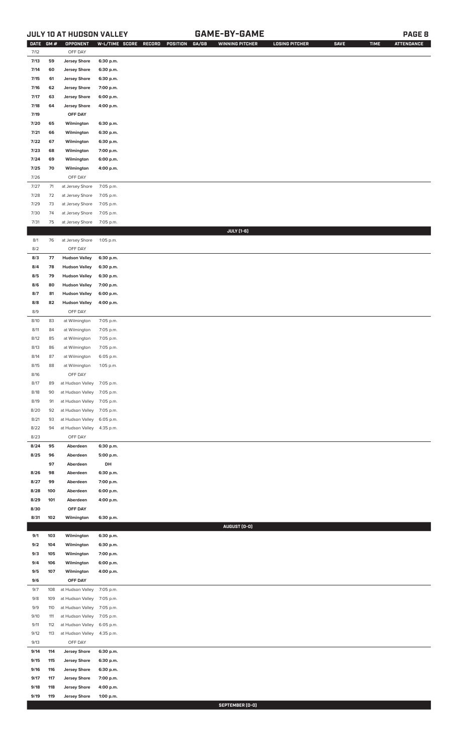## JULY 10 AT HUDSON VALLEY — GAME-BY-GAME

| DATE | GM # | OPPONENT | W-L/TIME | SCORE | RECORD | POSITION | GA/GB | WINNING PITCHER | LOSING PITCHER | SAVE | TIME | ATTENDANCE |
|---|---|---|---|---|---|---|---|---|---|---|---|---|
| 7/12 | | OFF DAY | | | | | | | | | | |
| 7/13 | 59 | Jersey Shore | 6:30 p.m. | | | | | | | | | |
| 7/14 | 60 | Jersey Shore | 6:30 p.m. | | | | | | | | | |
| 7/15 | 61 | Jersey Shore | 6:30 p.m. | | | | | | | | | |
| 7/16 | 62 | Jersey Shore | 7:00 p.m. | | | | | | | | | |
| 7/17 | 63 | Jersey Shore | 6:00 p.m. | | | | | | | | | |
| 7/18 | 64 | Jersey Shore | 4:00 p.m. | | | | | | | | | |
| 7/19 | | OFF DAY | | | | | | | | | | |
| 7/20 | 65 | Wilmington | 6:30 p.m. | | | | | | | | | |
| 7/21 | 66 | Wilmington | 6:30 p.m. | | | | | | | | | |
| 7/22 | 67 | Wilmington | 6:30 p.m. | | | | | | | | | |
| 7/23 | 68 | Wilmington | 7:00 p.m. | | | | | | | | | |
| 7/24 | 69 | Wilmington | 6:00 p.m. | | | | | | | | | |
| 7/25 | 70 | Wilmington | 4:00 p.m. | | | | | | | | | |
| 7/26 | | OFF DAY | | | | | | | | | | |
| 7/27 | 71 | at Jersey Shore | 7:05 p.m. | | | | | | | | | |
| 7/28 | 72 | at Jersey Shore | 7:05 p.m. | | | | | | | | | |
| 7/29 | 73 | at Jersey Shore | 7:05 p.m. | | | | | | | | | |
| 7/30 | 74 | at Jersey Shore | 7:05 p.m. | | | | | | | | | |
| 7/31 | 75 | at Jersey Shore | 7:05 p.m. | | | | | | | | | |
| | | | | | | | | JULY (1-6) | | | | |
| 8/1 | 76 | at Jersey Shore | 1:05 p.m. | | | | | | | | | |
| 8/2 | | OFF DAY | | | | | | | | | | |
| 8/3 | 77 | Hudson Valley | 6:30 p.m. | | | | | | | | | |
| 8/4 | 78 | Hudson Valley | 6:30 p.m. | | | | | | | | | |
| 8/5 | 79 | Hudson Valley | 6:30 p.m. | | | | | | | | | |
| 8/6 | 80 | Hudson Valley | 7:00 p.m. | | | | | | | | | |
| 8/7 | 81 | Hudson Valley | 6:00 p.m. | | | | | | | | | |
| 8/8 | 82 | Hudson Valley | 4:00 p.m. | | | | | | | | | |
| 8/9 | | OFF DAY | | | | | | | | | | |
| 8/10 | 83 | at Wilmington | 7:05 p.m. | | | | | | | | | |
| 8/11 | 84 | at Wilmington | 7:05 p.m. | | | | | | | | | |
| 8/12 | 85 | at Wilmington | 7:05 p.m. | | | | | | | | | |
| 8/13 | 86 | at Wilmington | 7:05 p.m. | | | | | | | | | |
| 8/14 | 87 | at Wilmington | 6:05 p.m. | | | | | | | | | |
| 8/15 | 88 | at Wilmington | 1:05 p.m. | | | | | | | | | |
| 8/16 | | OFF DAY | | | | | | | | | | |
| 8/17 | 89 | at Hudson Valley | 7:05 p.m. | | | | | | | | | |
| 8/18 | 90 | at Hudson Valley | 7:05 p.m. | | | | | | | | | |
| 8/19 | 91 | at Hudson Valley | 7:05 p.m. | | | | | | | | | |
| 8/20 | 92 | at Hudson Valley | 7:05 p.m. | | | | | | | | | |
| 8/21 | 93 | at Hudson Valley | 6:05 p.m. | | | | | | | | | |
| 8/22 | 94 | at Hudson Valley | 4:35 p.m. | | | | | | | | | |
| 8/23 | | OFF DAY | | | | | | | | | | |
| 8/24 | 95 | Aberdeen | 6:30 p.m. | | | | | | | | | |
| 8/25 | 96 | Aberdeen | 5:00 p.m. | | | | | | | | | |
| | 97 | Aberdeen | DH | | | | | | | | | |
| 8/26 | 98 | Aberdeen | 6:30 p.m. | | | | | | | | | |
| 8/27 | 99 | Aberdeen | 7:00 p.m. | | | | | | | | | |
| 8/28 | 100 | Aberdeen | 6:00 p.m. | | | | | | | | | |
| 8/29 | 101 | Aberdeen | 4:00 p.m. | | | | | | | | | |
| 8/30 | | OFF DAY | | | | | | | | | | |
| 8/31 | 102 | Wilmington | 6:30 p.m. | | | | | | | | | |
| | | | | | | | | AUGUST (0-0) | | | | |
| 9/1 | 103 | Wilmington | 6:30 p.m. | | | | | | | | | |
| 9/2 | 104 | Wilmington | 6:30 p.m. | | | | | | | | | |
| 9/3 | 105 | Wilmington | 7:00 p.m. | | | | | | | | | |
| 9/4 | 106 | Wilmington | 6:00 p.m. | | | | | | | | | |
| 9/5 | 107 | Wilmington | 4:00 p.m. | | | | | | | | | |
| 9/6 | | OFF DAY | | | | | | | | | | |
| 9/7 | 108 | at Hudson Valley | 7:05 p.m. | | | | | | | | | |
| 9/8 | 109 | at Hudson Valley | 7:05 p.m. | | | | | | | | | |
| 9/9 | 110 | at Hudson Valley | 7:05 p.m. | | | | | | | | | |
| 9/10 | 111 | at Hudson Valley | 7:05 p.m. | | | | | | | | | |
| 9/11 | 112 | at Hudson Valley | 6:05 p.m. | | | | | | | | | |
| 9/12 | 113 | at Hudson Valley | 4:35 p.m. | | | | | | | | | |
| 9/13 | | OFF DAY | | | | | | | | | | |
| 9/14 | 114 | Jersey Shore | 6:30 p.m. | | | | | | | | | |
| 9/15 | 115 | Jersey Shore | 6:30 p.m. | | | | | | | | | |
| 9/16 | 116 | Jersey Shore | 6:30 p.m. | | | | | | | | | |
| 9/17 | 117 | Jersey Shore | 7:00 p.m. | | | | | | | | | |
| 9/18 | 118 | Jersey Shore | 4:00 p.m. | | | | | | | | | |
| 9/19 | 119 | Jersey Shore | 1:00 p.m. | | | | | | | | | |
| | | | | | | | | SEPTEMBER (0-0) | | | | |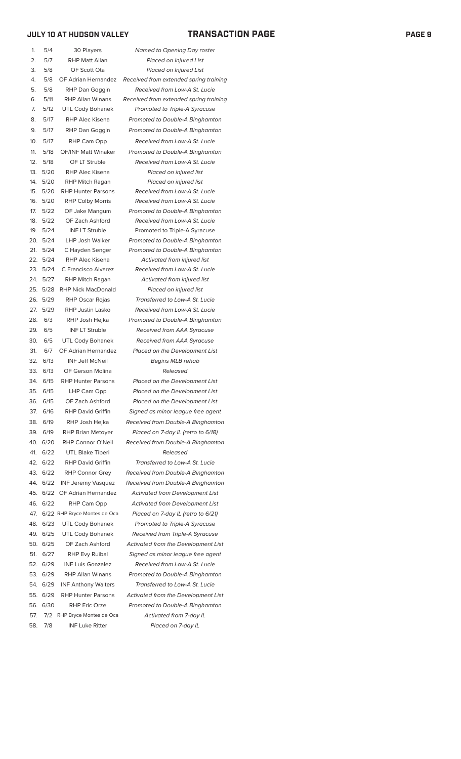## TRANSACTION PAGE

| | | | |
|---|---|---|---|
| 1. | 5/4 | 30 Players | *Named to Opening Day roster* |
| 2. | 5/7 | RHP Matt Allan | *Placed on Injured List* |
| 3. | 5/8 | OF Scott Ota | *Placed on Injured List* |
| 4. | 5/8 | OF Adrian Hernandez | *Received from extended spring training* |
| 5. | 5/8 | RHP Dan Goggin | *Received from Low-A St. Lucie* |
| 6. | 5/11 | RHP Allan Winans | *Received from extended spring training* |
| 7. | 5/12 | UTL Cody Bohanek | *Promoted to Triple-A Syracuse* |
| 8. | 5/17 | RHP Alec Kisena | *Promoted to Double-A Binghamton* |
| 9. | 5/17 | RHP Dan Goggin | *Promoted to Double-A Binghamton* |
| 10. | 5/17 | RHP Cam Opp | *Received from Low-A St. Lucie* |
| 11. | 5/18 | OF/INF Matt Winaker | *Promoted to Double-A Binghamton* |
| 12. | 5/18 | OF LT Struble | *Received from Low-A St. Lucie* |
| 13. | 5/20 | RHP Alec Kisena | *Placed on injured list* |
| 14. | 5/20 | RHP Mitch Ragan | *Placed on injured list* |
| 15. | 5/20 | RHP Hunter Parsons | *Received from Low-A St. Lucie* |
| 16. | 5/20 | RHP Colby Morris | *Received from Low-A St. Lucie* |
| 17. | 5/22 | OF Jake Mangum | *Promoted to Double-A Binghamton* |
| 18. | 5/22 | OF Zach Ashford | *Received from Low-A St. Lucie* |
| 19. | 5/24 | INF LT Struble | Promoted to Triple-A Syracuse |
| 20. | 5/24 | LHP Josh Walker | *Promoted to Double-A Binghamton* |
| 21. | 5/24 | C Hayden Senger | *Promoted to Double-A Binghamton* |
| 22. | 5/24 | RHP Alec Kisena | *Activated from injured list* |
| 23. | 5/24 | C Francisco Alvarez | *Received from Low-A St. Lucie* |
| 24. | 5/27 | RHP Mitch Ragan | *Activated from injured list* |
| 25. | 5/28 | RHP Nick MacDonald | *Placed on injured list* |
| 26. | 5/29 | RHP Oscar Rojas | *Transferred to Low-A St. Lucie* |
| 27. | 5/29 | RHP Justin Lasko | *Received from Low-A St. Lucie* |
| 28. | 6/3 | RHP Josh Hejka | *Promoted to Double-A Binghamton* |
| 29. | 6/5 | INF LT Struble | *Received from AAA Syracuse* |
| 30. | 6/5 | UTL Cody Bohanek | *Received from AAA Syracuse* |
| 31. | 6/7 | OF Adrian Hernandez | *Placed on the Development List* |
| 32. | 6/13 | INF Jeff McNeil | *Begins MLB rehab* |
| 33. | 6/13 | OF Gerson Molina | *Released* |
| 34. | 6/15 | RHP Hunter Parsons | *Placed on the Development List* |
| 35. | 6/15 | LHP Cam Opp | *Placed on the Development List* |
| 36. | 6/15 | OF Zach Ashford | *Placed on the Development List* |
| 37. | 6/16 | RHP David Griffin | *Signed as minor league free agent* |
| 38. | 6/19 | RHP Josh Hejka | *Received from Double-A Binghamton* |
| 39. | 6/19 | RHP Brian Metoyer | *Placed on 7-day IL (retro to 6/18)* |
| 40. | 6/20 | RHP Connor O'Neil | *Received from Double-A Binghamton* |
| 41. | 6/22 | UTL Blake Tiberi | *Released* |
| 42. | 6/22 | RHP David Griffin | *Transferred to Low-A St. Lucie* |
| 43. | 6/22 | RHP Connor Grey | *Received from Double-A Binghamton* |
| 44. | 6/22 | INF Jeremy Vasquez | *Received from Double-A Binghamton* |
| 45. | 6/22 | OF Adrian Hernandez | *Activated from Development List* |
| 46. | 6/22 | RHP Cam Opp | *Activated from Development List* |
| 47. | 6/22 | RHP Bryce Montes de Oca | *Placed on 7-day IL (retro to 6/21)* |
| 48. | 6/23 | UTL Cody Bohanek | *Promoted to Triple-A Syracuse* |
| 49. | 6/25 | UTL Cody Bohanek | *Received from Triple-A Syracuse* |
| 50. | 6/25 | OF Zach Ashford | *Activated from the Development List* |
| 51. | 6/27 | RHP Evy Ruibal | *Signed as minor league free agent* |
| 52. | 6/29 | INF Luis Gonzalez | *Received from Low-A St. Lucie* |
| 53. | 6/29 | RHP Allan Winans | *Promoted to Double-A Binghamton* |
| 54. | 6/29 | INF Anthony Walters | *Transferred to Low-A St. Lucie* |
| 55. | 6/29 | RHP Hunter Parsons | *Activated from the Development List* |
| 56. | 6/30 | RHP Eric Orze | *Promoted to Double-A Binghamton* |
| 57. | 7/2 | RHP Bryce Montes de Oca | *Activated from 7-day IL* |
| 58. | 7/8 | INF Luke Ritter | *Placed on 7-day IL* |